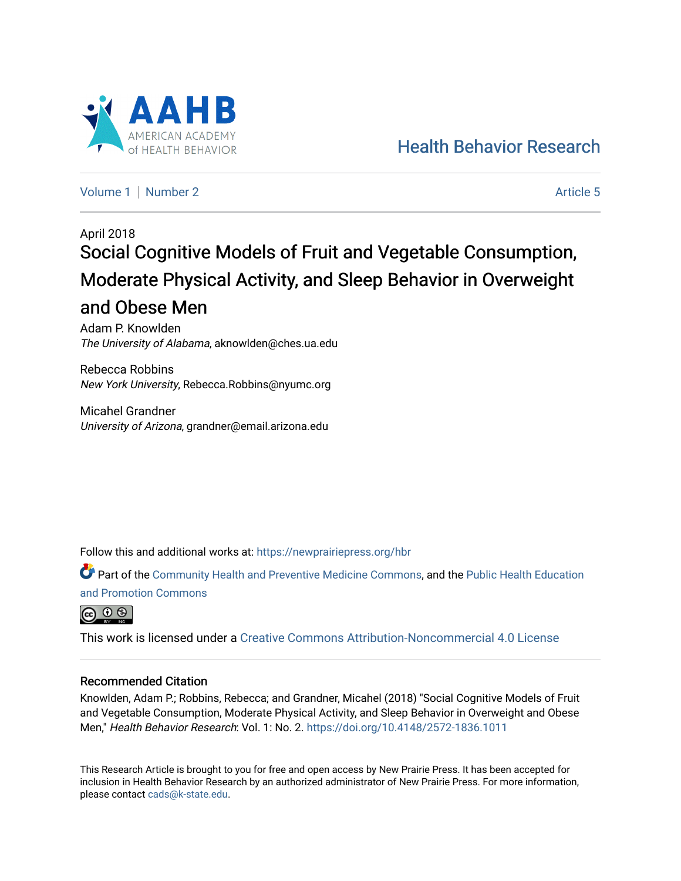AAHB
AMERICAN ACADEMY of HEALTH BEHAVIOR

Health Behavior Research

Volume 1 | Number 2 | Article 5

April 2018

# Social Cognitive Models of Fruit and Vegetable Consumption, Moderate Physical Activity, and Sleep Behavior in Overweight and Obese Men

Adam P. Knowlden
*The University of Alabama*, aknowlden@ches.ua.edu

Rebecca Robbins
*New York University*, Rebecca.Robbins@nyumc.org

Micahel Grandner
*University of Arizona*, grandner@email.arizona.edu

Follow this and additional works at: https://newprairiepress.org/hbr

Part of the Community Health and Preventive Medicine Commons, and the Public Health Education and Promotion Commons

This work is licensed under a Creative Commons Attribution-Noncommercial 4.0 License

## Recommended Citation

Knowlden, Adam P.; Robbins, Rebecca; and Grandner, Micahel (2018) "Social Cognitive Models of Fruit and Vegetable Consumption, Moderate Physical Activity, and Sleep Behavior in Overweight and Obese Men," *Health Behavior Research*: Vol. 1: No. 2. https://doi.org/10.4148/2572-1836.1011

This Research Article is brought to you for free and open access by New Prairie Press. It has been accepted for inclusion in Health Behavior Research by an authorized administrator of New Prairie Press. For more information, please contact cads@k-state.edu.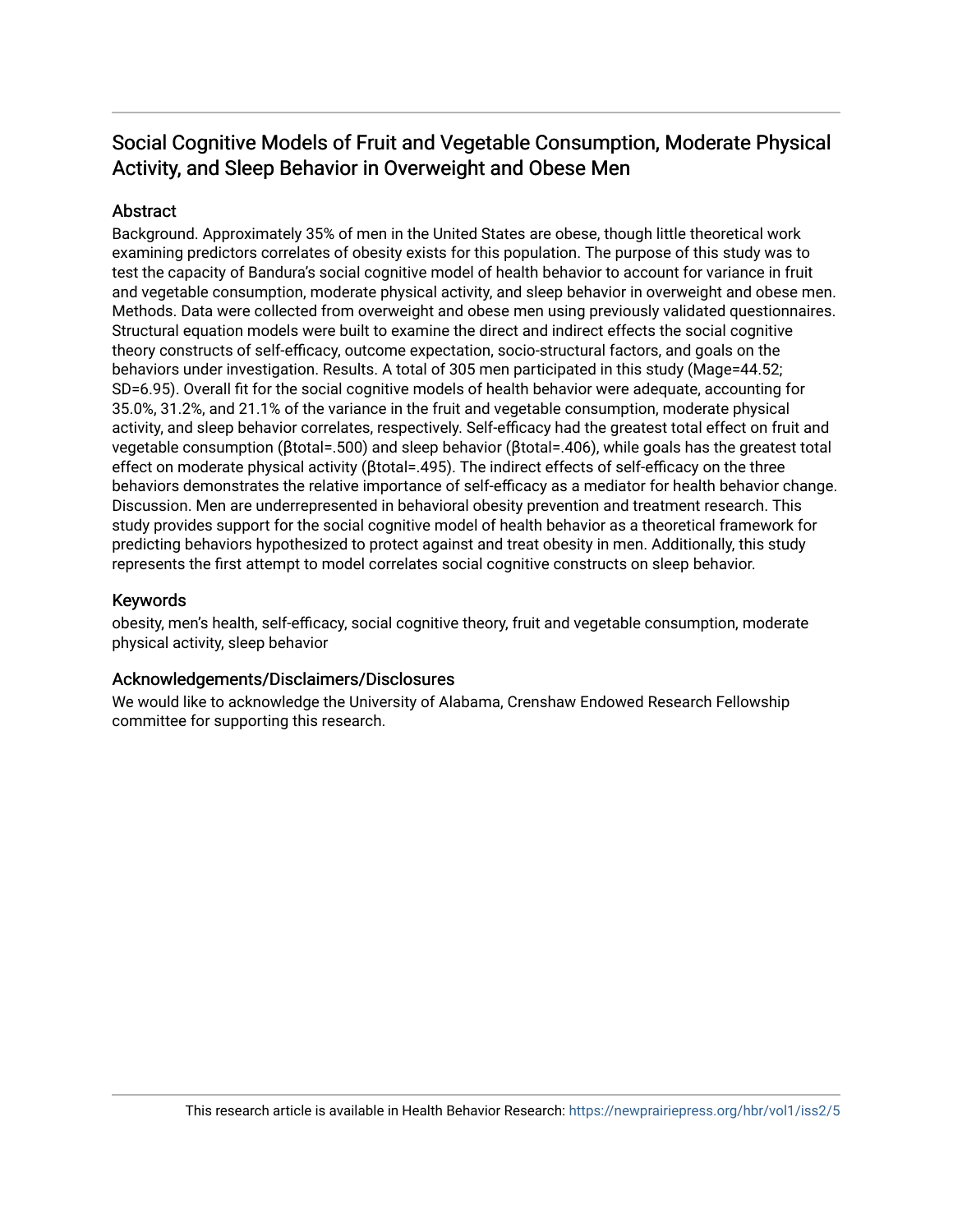# Social Cognitive Models of Fruit and Vegetable Consumption, Moderate Physical Activity, and Sleep Behavior in Overweight and Obese Men

## Abstract

Background. Approximately 35% of men in the United States are obese, though little theoretical work examining predictors correlates of obesity exists for this population. The purpose of this study was to test the capacity of Bandura's social cognitive model of health behavior to account for variance in fruit and vegetable consumption, moderate physical activity, and sleep behavior in overweight and obese men. Methods. Data were collected from overweight and obese men using previously validated questionnaires. Structural equation models were built to examine the direct and indirect effects the social cognitive theory constructs of self-efficacy, outcome expectation, socio-structural factors, and goals on the behaviors under investigation. Results. A total of 305 men participated in this study ($M_{age}$=44.52; SD=6.95). Overall fit for the social cognitive models of health behavior were adequate, accounting for 35.0%, 31.2%, and 21.1% of the variance in the fruit and vegetable consumption, moderate physical activity, and sleep behavior correlates, respectively. Self-efficacy had the greatest total effect on fruit and vegetable consumption ($\beta_{total}$=.500) and sleep behavior ($\beta_{total}$=.406), while goals has the greatest total effect on moderate physical activity ($\beta_{total}$=.495). The indirect effects of self-efficacy on the three behaviors demonstrates the relative importance of self-efficacy as a mediator for health behavior change. Discussion. Men are underrepresented in behavioral obesity prevention and treatment research. This study provides support for the social cognitive model of health behavior as a theoretical framework for predicting behaviors hypothesized to protect against and treat obesity in men. Additionally, this study represents the first attempt to model correlates social cognitive constructs on sleep behavior.

## Keywords

obesity, men's health, self-efficacy, social cognitive theory, fruit and vegetable consumption, moderate physical activity, sleep behavior

## Acknowledgements/Disclaimers/Disclosures

We would like to acknowledge the University of Alabama, Crenshaw Endowed Research Fellowship committee for supporting this research.

This research article is available in Health Behavior Research: https://newprairiepress.org/hbr/vol1/iss2/5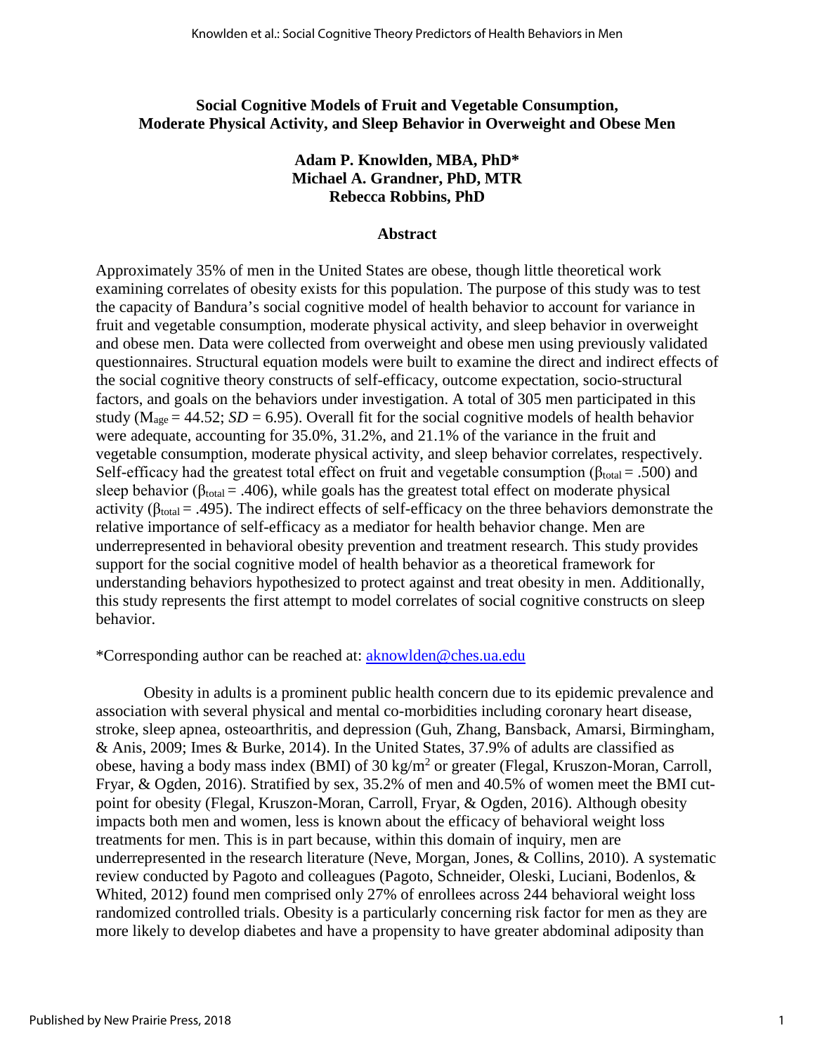# Social Cognitive Models of Fruit and Vegetable Consumption, Moderate Physical Activity, and Sleep Behavior in Overweight and Obese Men

**Adam P. Knowlden, MBA, PhD***
**Michael A. Grandner, PhD, MTR**
**Rebecca Robbins, PhD**

## Abstract

Approximately 35% of men in the United States are obese, though little theoretical work examining correlates of obesity exists for this population. The purpose of this study was to test the capacity of Bandura's social cognitive model of health behavior to account for variance in fruit and vegetable consumption, moderate physical activity, and sleep behavior in overweight and obese men. Data were collected from overweight and obese men using previously validated questionnaires. Structural equation models were built to examine the direct and indirect effects of the social cognitive theory constructs of self-efficacy, outcome expectation, socio-structural factors, and goals on the behaviors under investigation. A total of 305 men participated in this study ($M_{age} = 44.52$; $SD = 6.95$). Overall fit for the social cognitive models of health behavior were adequate, accounting for 35.0%, 31.2%, and 21.1% of the variance in the fruit and vegetable consumption, moderate physical activity, and sleep behavior correlates, respectively. Self-efficacy had the greatest total effect on fruit and vegetable consumption ($\beta_{total} = .500$) and sleep behavior ($\beta_{total} = .406$), while goals has the greatest total effect on moderate physical activity ($\beta_{total} = .495$). The indirect effects of self-efficacy on the three behaviors demonstrate the relative importance of self-efficacy as a mediator for health behavior change. Men are underrepresented in behavioral obesity prevention and treatment research. This study provides support for the social cognitive model of health behavior as a theoretical framework for understanding behaviors hypothesized to protect against and treat obesity in men. Additionally, this study represents the first attempt to model correlates of social cognitive constructs on sleep behavior.

*Corresponding author can be reached at: aknowlden@ches.ua.edu

Obesity in adults is a prominent public health concern due to its epidemic prevalence and association with several physical and mental co-morbidities including coronary heart disease, stroke, sleep apnea, osteoarthritis, and depression (Guh, Zhang, Bansback, Amarsi, Birmingham, & Anis, 2009; Imes & Burke, 2014). In the United States, 37.9% of adults are classified as obese, having a body mass index (BMI) of 30 $kg/m^2$ or greater (Flegal, Kruszon-Moran, Carroll, Fryar, & Ogden, 2016). Stratified by sex, 35.2% of men and 40.5% of women meet the BMI cut-point for obesity (Flegal, Kruszon-Moran, Carroll, Fryar, & Ogden, 2016). Although obesity impacts both men and women, less is known about the efficacy of behavioral weight loss treatments for men. This is in part because, within this domain of inquiry, men are underrepresented in the research literature (Neve, Morgan, Jones, & Collins, 2010). A systematic review conducted by Pagoto and colleagues (Pagoto, Schneider, Oleski, Luciani, Bodenlos, & Whited, 2012) found men comprised only 27% of enrollees across 244 behavioral weight loss randomized controlled trials. Obesity is a particularly concerning risk factor for men as they are more likely to develop diabetes and have a propensity to have greater abdominal adiposity than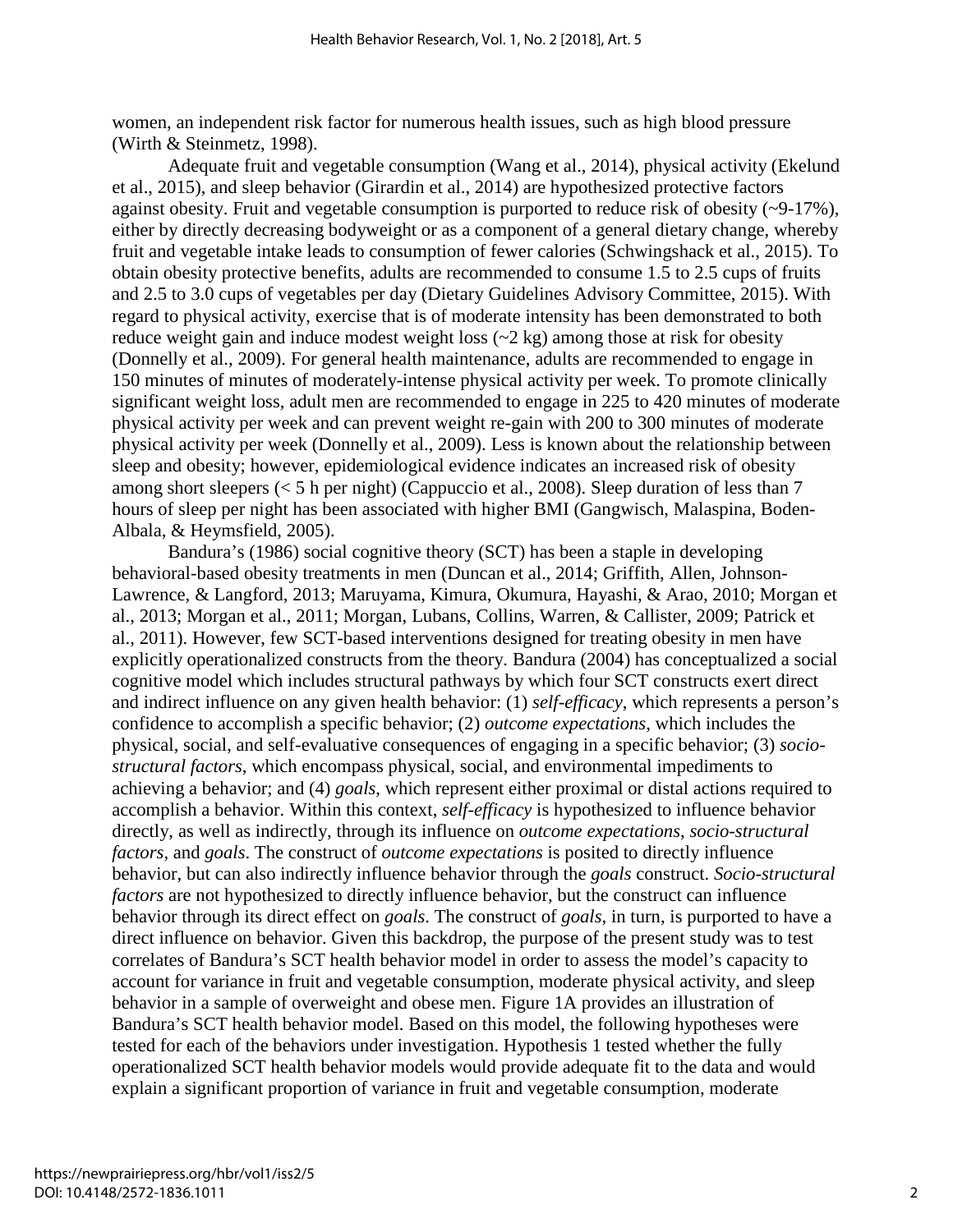women, an independent risk factor for numerous health issues, such as high blood pressure (Wirth & Steinmetz, 1998).

Adequate fruit and vegetable consumption (Wang et al., 2014), physical activity (Ekelund et al., 2015), and sleep behavior (Girardin et al., 2014) are hypothesized protective factors against obesity. Fruit and vegetable consumption is purported to reduce risk of obesity (~9-17%), either by directly decreasing bodyweight or as a component of a general dietary change, whereby fruit and vegetable intake leads to consumption of fewer calories (Schwingshack et al., 2015). To obtain obesity protective benefits, adults are recommended to consume 1.5 to 2.5 cups of fruits and 2.5 to 3.0 cups of vegetables per day (Dietary Guidelines Advisory Committee, 2015). With regard to physical activity, exercise that is of moderate intensity has been demonstrated to both reduce weight gain and induce modest weight loss (~2 kg) among those at risk for obesity (Donnelly et al., 2009). For general health maintenance, adults are recommended to engage in 150 minutes of minutes of moderately-intense physical activity per week. To promote clinically significant weight loss, adult men are recommended to engage in 225 to 420 minutes of moderate physical activity per week and can prevent weight re-gain with 200 to 300 minutes of moderate physical activity per week (Donnelly et al., 2009). Less is known about the relationship between sleep and obesity; however, epidemiological evidence indicates an increased risk of obesity among short sleepers (< 5 h per night) (Cappuccio et al., 2008). Sleep duration of less than 7 hours of sleep per night has been associated with higher BMI (Gangwisch, Malaspina, Boden-Albala, & Heymsfield, 2005).

Bandura's (1986) social cognitive theory (SCT) has been a staple in developing behavioral-based obesity treatments in men (Duncan et al., 2014; Griffith, Allen, Johnson-Lawrence, & Langford, 2013; Maruyama, Kimura, Okumura, Hayashi, & Arao, 2010; Morgan et al., 2013; Morgan et al., 2011; Morgan, Lubans, Collins, Warren, & Callister, 2009; Patrick et al., 2011). However, few SCT-based interventions designed for treating obesity in men have explicitly operationalized constructs from the theory. Bandura (2004) has conceptualized a social cognitive model which includes structural pathways by which four SCT constructs exert direct and indirect influence on any given health behavior: (1) *self-efficacy*, which represents a person's confidence to accomplish a specific behavior; (2) *outcome expectations*, which includes the physical, social, and self-evaluative consequences of engaging in a specific behavior; (3) *socio-structural factors*, which encompass physical, social, and environmental impediments to achieving a behavior; and (4) *goals*, which represent either proximal or distal actions required to accomplish a behavior. Within this context, *self-efficacy* is hypothesized to influence behavior directly, as well as indirectly, through its influence on *outcome expectations*, *socio-structural factors*, and *goals*. The construct of *outcome expectations* is posited to directly influence behavior, but can also indirectly influence behavior through the *goals* construct. *Socio-structural factors* are not hypothesized to directly influence behavior, but the construct can influence behavior through its direct effect on *goals*. The construct of *goals*, in turn, is purported to have a direct influence on behavior. Given this backdrop, the purpose of the present study was to test correlates of Bandura's SCT health behavior model in order to assess the model's capacity to account for variance in fruit and vegetable consumption, moderate physical activity, and sleep behavior in a sample of overweight and obese men. Figure 1A provides an illustration of Bandura's SCT health behavior model. Based on this model, the following hypotheses were tested for each of the behaviors under investigation. Hypothesis 1 tested whether the fully operationalized SCT health behavior models would provide adequate fit to the data and would explain a significant proportion of variance in fruit and vegetable consumption, moderate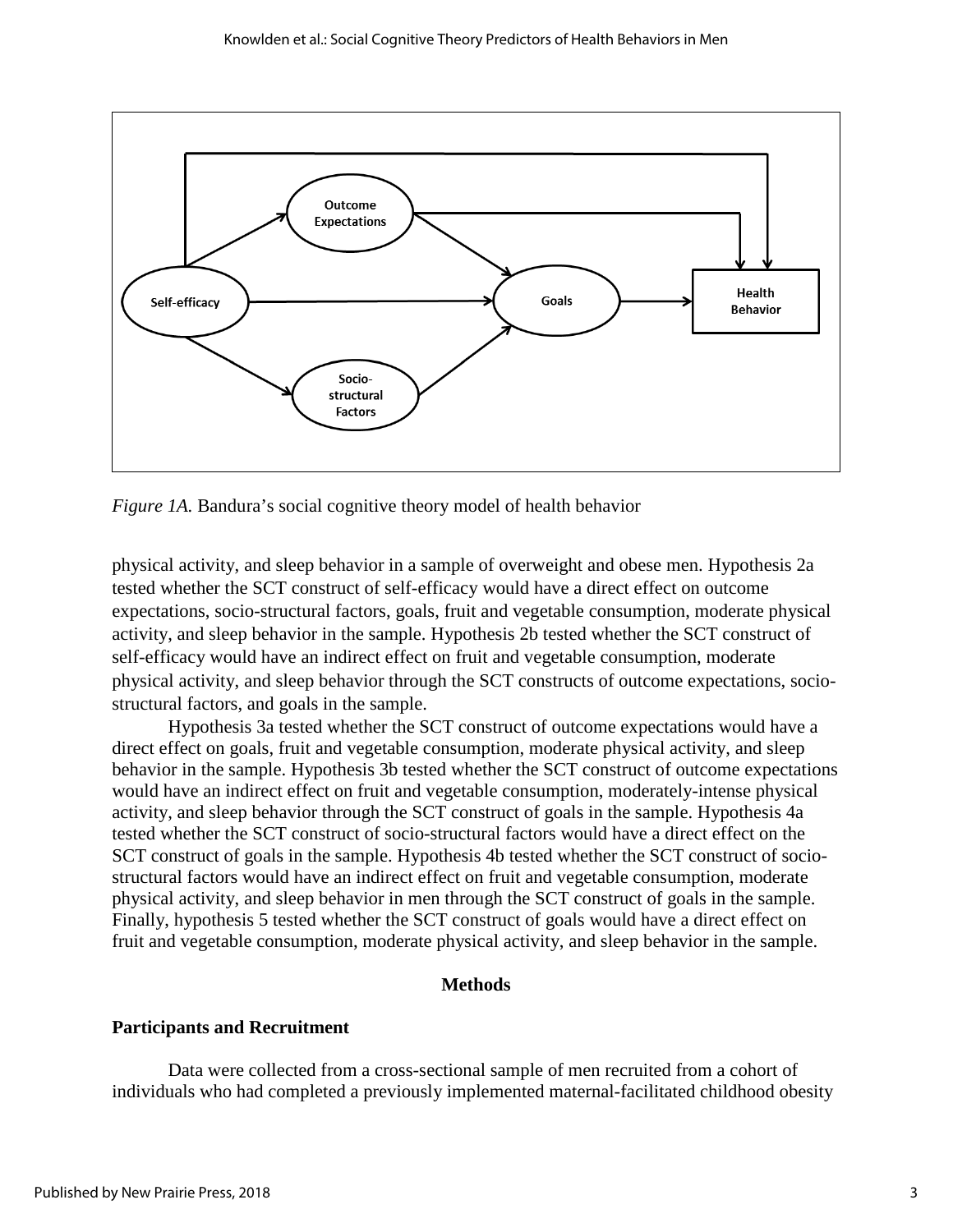*Figure 1A.* Bandura's social cognitive theory model of health behavior

physical activity, and sleep behavior in a sample of overweight and obese men. Hypothesis 2a tested whether the SCT construct of self-efficacy would have a direct effect on outcome expectations, socio-structural factors, goals, fruit and vegetable consumption, moderate physical activity, and sleep behavior in the sample. Hypothesis 2b tested whether the SCT construct of self-efficacy would have an indirect effect on fruit and vegetable consumption, moderate physical activity, and sleep behavior through the SCT constructs of outcome expectations, socio-structural factors, and goals in the sample.

Hypothesis 3a tested whether the SCT construct of outcome expectations would have a direct effect on goals, fruit and vegetable consumption, moderate physical activity, and sleep behavior in the sample. Hypothesis 3b tested whether the SCT construct of outcome expectations would have an indirect effect on fruit and vegetable consumption, moderately-intense physical activity, and sleep behavior through the SCT construct of goals in the sample. Hypothesis 4a tested whether the SCT construct of socio-structural factors would have a direct effect on the SCT construct of goals in the sample. Hypothesis 4b tested whether the SCT construct of socio-structural factors would have an indirect effect on fruit and vegetable consumption, moderate physical activity, and sleep behavior in men through the SCT construct of goals in the sample. Finally, hypothesis 5 tested whether the SCT construct of goals would have a direct effect on fruit and vegetable consumption, moderate physical activity, and sleep behavior in the sample.

## Methods

### Participants and Recruitment

Data were collected from a cross-sectional sample of men recruited from a cohort of individuals who had completed a previously implemented maternal-facilitated childhood obesity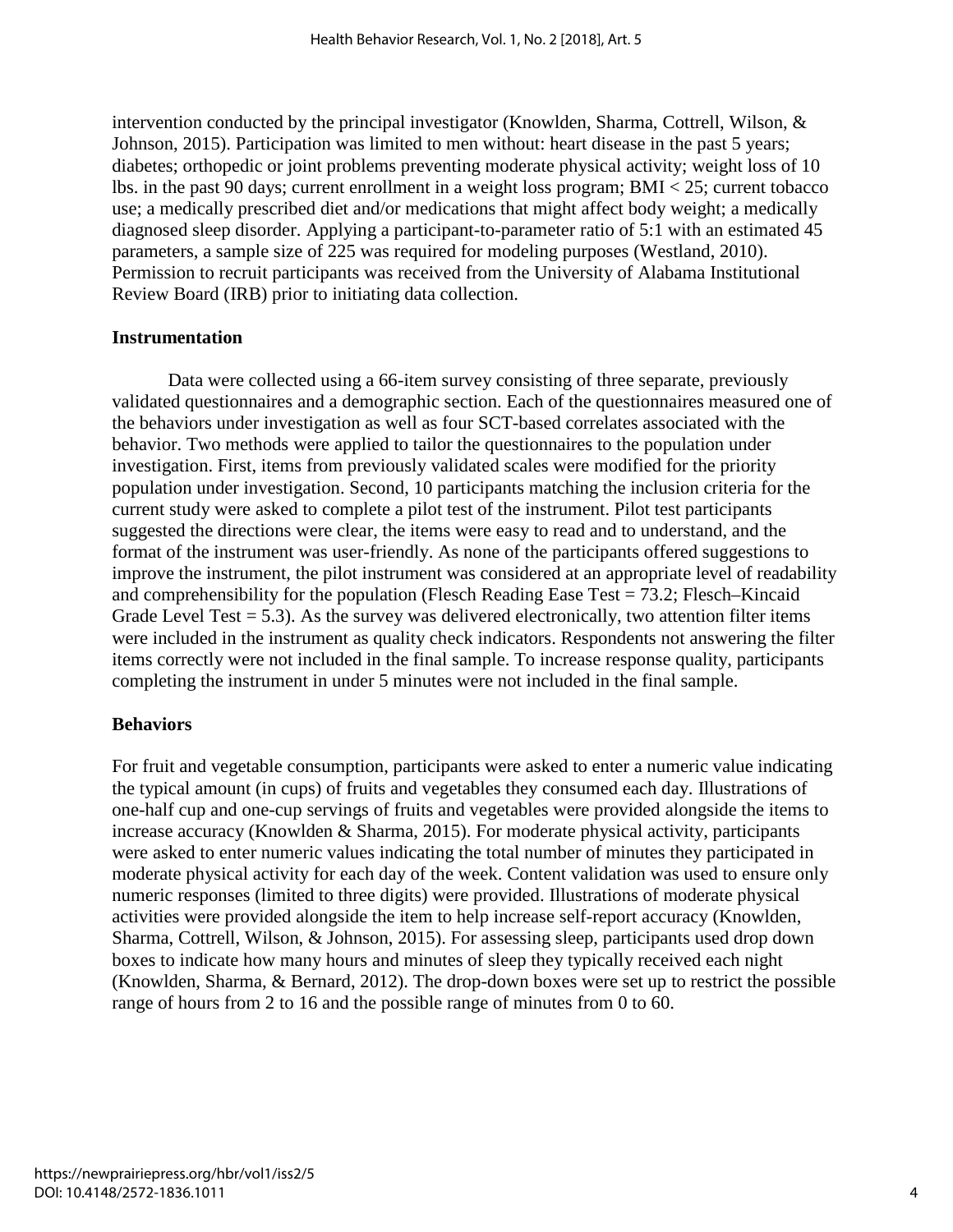intervention conducted by the principal investigator (Knowlden, Sharma, Cottrell, Wilson, & Johnson, 2015). Participation was limited to men without: heart disease in the past 5 years; diabetes; orthopedic or joint problems preventing moderate physical activity; weight loss of 10 lbs. in the past 90 days; current enrollment in a weight loss program; BMI < 25; current tobacco use; a medically prescribed diet and/or medications that might affect body weight; a medically diagnosed sleep disorder. Applying a participant-to-parameter ratio of 5:1 with an estimated 45 parameters, a sample size of 225 was required for modeling purposes (Westland, 2010). Permission to recruit participants was received from the University of Alabama Institutional Review Board (IRB) prior to initiating data collection.

### Instrumentation

Data were collected using a 66-item survey consisting of three separate, previously validated questionnaires and a demographic section. Each of the questionnaires measured one of the behaviors under investigation as well as four SCT-based correlates associated with the behavior. Two methods were applied to tailor the questionnaires to the population under investigation. First, items from previously validated scales were modified for the priority population under investigation. Second, 10 participants matching the inclusion criteria for the current study were asked to complete a pilot test of the instrument. Pilot test participants suggested the directions were clear, the items were easy to read and to understand, and the format of the instrument was user-friendly. As none of the participants offered suggestions to improve the instrument, the pilot instrument was considered at an appropriate level of readability and comprehensibility for the population (Flesch Reading Ease Test = 73.2; Flesch–Kincaid Grade Level Test = 5.3). As the survey was delivered electronically, two attention filter items were included in the instrument as quality check indicators. Respondents not answering the filter items correctly were not included in the final sample. To increase response quality, participants completing the instrument in under 5 minutes were not included in the final sample.

### Behaviors

For fruit and vegetable consumption, participants were asked to enter a numeric value indicating the typical amount (in cups) of fruits and vegetables they consumed each day. Illustrations of one-half cup and one-cup servings of fruits and vegetables were provided alongside the items to increase accuracy (Knowlden & Sharma, 2015). For moderate physical activity, participants were asked to enter numeric values indicating the total number of minutes they participated in moderate physical activity for each day of the week. Content validation was used to ensure only numeric responses (limited to three digits) were provided. Illustrations of moderate physical activities were provided alongside the item to help increase self-report accuracy (Knowlden, Sharma, Cottrell, Wilson, & Johnson, 2015). For assessing sleep, participants used drop down boxes to indicate how many hours and minutes of sleep they typically received each night (Knowlden, Sharma, & Bernard, 2012). The drop-down boxes were set up to restrict the possible range of hours from 2 to 16 and the possible range of minutes from 0 to 60.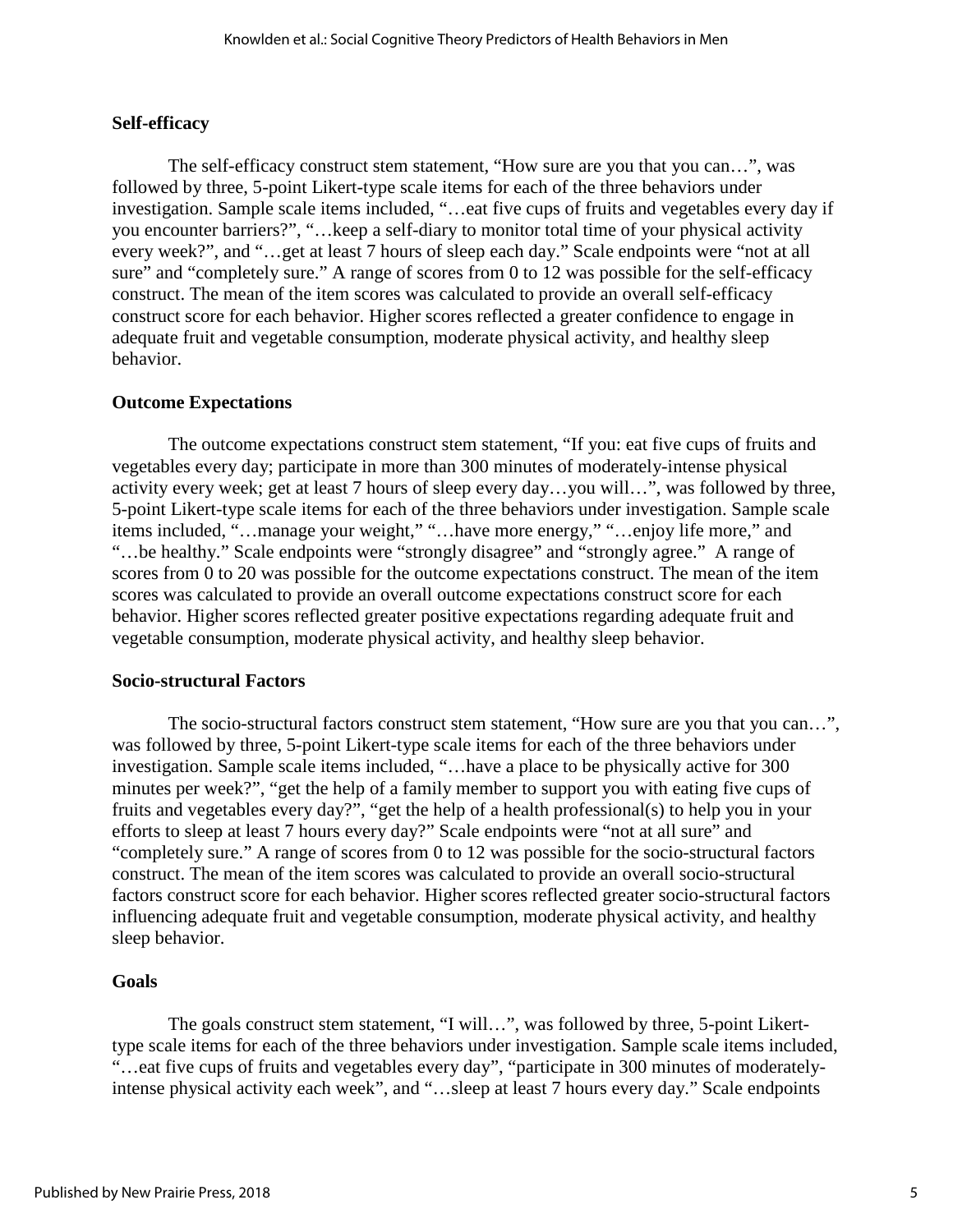## Self-efficacy

The self-efficacy construct stem statement, "How sure are you that you can…", was followed by three, 5-point Likert-type scale items for each of the three behaviors under investigation. Sample scale items included, "…eat five cups of fruits and vegetables every day if you encounter barriers?", "…keep a self-diary to monitor total time of your physical activity every week?", and "…get at least 7 hours of sleep each day." Scale endpoints were "not at all sure" and "completely sure." A range of scores from 0 to 12 was possible for the self-efficacy construct. The mean of the item scores was calculated to provide an overall self-efficacy construct score for each behavior. Higher scores reflected a greater confidence to engage in adequate fruit and vegetable consumption, moderate physical activity, and healthy sleep behavior.

## Outcome Expectations

The outcome expectations construct stem statement, "If you: eat five cups of fruits and vegetables every day; participate in more than 300 minutes of moderately-intense physical activity every week; get at least 7 hours of sleep every day…you will…", was followed by three, 5-point Likert-type scale items for each of the three behaviors under investigation. Sample scale items included, "…manage your weight," "…have more energy," "…enjoy life more," and "…be healthy." Scale endpoints were "strongly disagree" and "strongly agree." A range of scores from 0 to 20 was possible for the outcome expectations construct. The mean of the item scores was calculated to provide an overall outcome expectations construct score for each behavior. Higher scores reflected greater positive expectations regarding adequate fruit and vegetable consumption, moderate physical activity, and healthy sleep behavior.

## Socio-structural Factors

The socio-structural factors construct stem statement, "How sure are you that you can…", was followed by three, 5-point Likert-type scale items for each of the three behaviors under investigation. Sample scale items included, "…have a place to be physically active for 300 minutes per week?", "get the help of a family member to support you with eating five cups of fruits and vegetables every day?", "get the help of a health professional(s) to help you in your efforts to sleep at least 7 hours every day?" Scale endpoints were "not at all sure" and "completely sure." A range of scores from 0 to 12 was possible for the socio-structural factors construct. The mean of the item scores was calculated to provide an overall socio-structural factors construct score for each behavior. Higher scores reflected greater socio-structural factors influencing adequate fruit and vegetable consumption, moderate physical activity, and healthy sleep behavior.

## Goals

The goals construct stem statement, "I will…", was followed by three, 5-point Likert-type scale items for each of the three behaviors under investigation. Sample scale items included, "…eat five cups of fruits and vegetables every day", "participate in 300 minutes of moderately-intense physical activity each week", and "…sleep at least 7 hours every day." Scale endpoints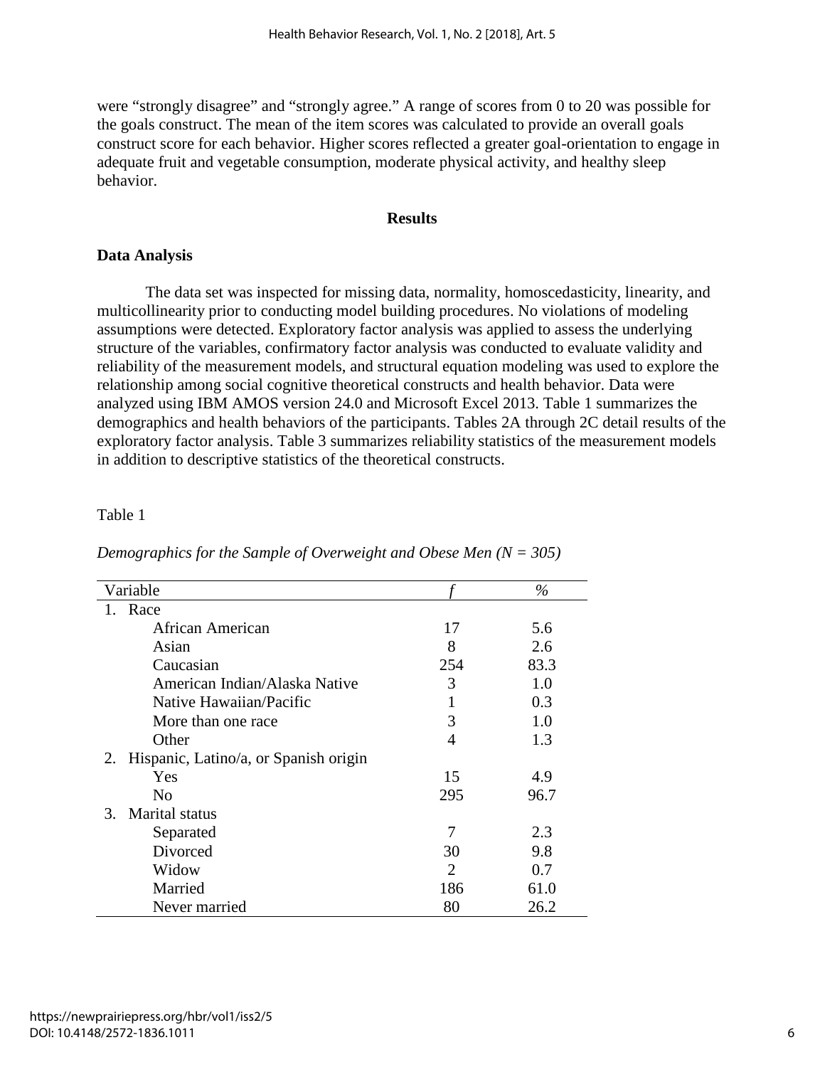were "strongly disagree" and "strongly agree." A range of scores from 0 to 20 was possible for the goals construct. The mean of the item scores was calculated to provide an overall goals construct score for each behavior. Higher scores reflected a greater goal-orientation to engage in adequate fruit and vegetable consumption, moderate physical activity, and healthy sleep behavior.

## Results

### Data Analysis

The data set was inspected for missing data, normality, homoscedasticity, linearity, and multicollinearity prior to conducting model building procedures. No violations of modeling assumptions were detected. Exploratory factor analysis was applied to assess the underlying structure of the variables, confirmatory factor analysis was conducted to evaluate validity and reliability of the measurement models, and structural equation modeling was used to explore the relationship among social cognitive theoretical constructs and health behavior. Data were analyzed using IBM AMOS version 24.0 and Microsoft Excel 2013. Table 1 summarizes the demographics and health behaviors of the participants. Tables 2A through 2C detail results of the exploratory factor analysis. Table 3 summarizes reliability statistics of the measurement models in addition to descriptive statistics of the theoretical constructs.

Table 1

*Demographics for the Sample of Overweight and Obese Men (N = 305)*

| Variable | *f* | *%* |
|---|---|---|
| 1. Race | | |
| African American | 17 | 5.6 |
| Asian | 8 | 2.6 |
| Caucasian | 254 | 83.3 |
| American Indian/Alaska Native | 3 | 1.0 |
| Native Hawaiian/Pacific | 1 | 0.3 |
| More than one race | 3 | 1.0 |
| Other | 4 | 1.3 |
| 2. Hispanic, Latino/a, or Spanish origin | | |
| Yes | 15 | 4.9 |
| No | 295 | 96.7 |
| 3. Marital status | | |
| Separated | 7 | 2.3 |
| Divorced | 30 | 9.8 |
| Widow | 2 | 0.7 |
| Married | 186 | 61.0 |
| Never married | 80 | 26.2 |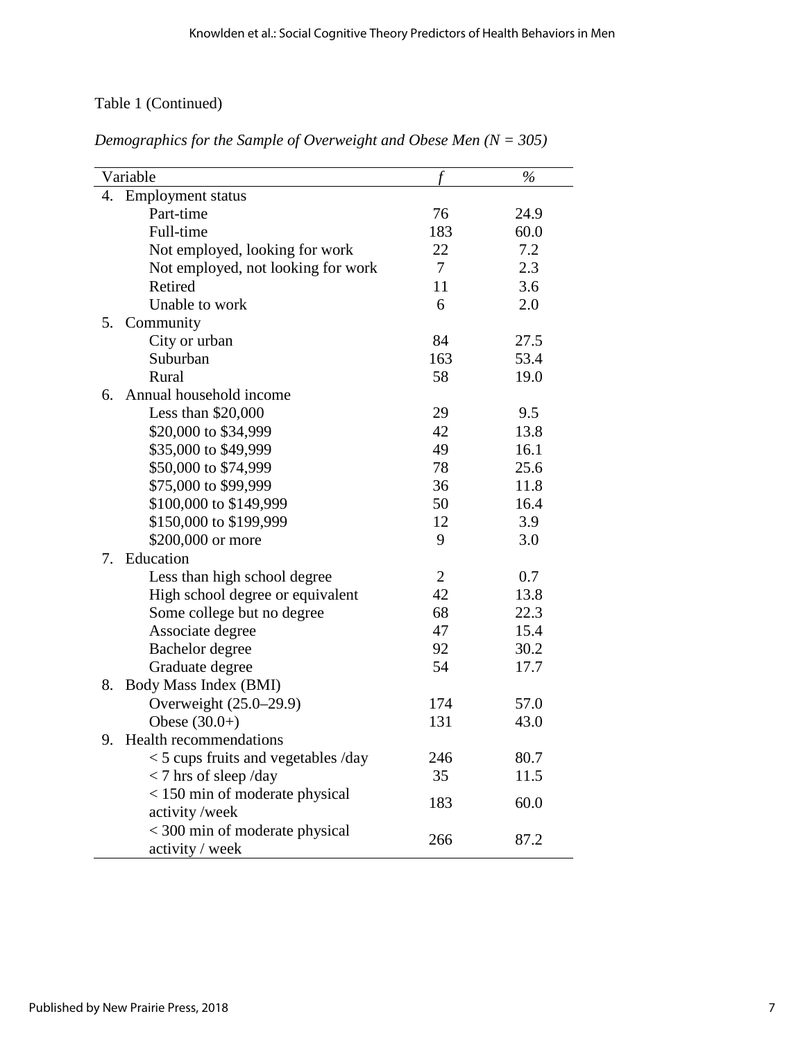Table 1 (Continued)

*Demographics for the Sample of Overweight and Obese Men (N = 305)*

| Variable | *f* | *%* |
|---|---|---|
| 4. Employment status | | |
| Part-time | 76 | 24.9 |
| Full-time | 183 | 60.0 |
| Not employed, looking for work | 22 | 7.2 |
| Not employed, not looking for work | 7 | 2.3 |
| Retired | 11 | 3.6 |
| Unable to work | 6 | 2.0 |
| 5. Community | | |
| City or urban | 84 | 27.5 |
| Suburban | 163 | 53.4 |
| Rural | 58 | 19.0 |
| 6. Annual household income | | |
| Less than $20,000 | 29 | 9.5 |
| $20,000 to $34,999 | 42 | 13.8 |
| $35,000 to $49,999 | 49 | 16.1 |
| $50,000 to $74,999 | 78 | 25.6 |
| $75,000 to $99,999 | 36 | 11.8 |
| $100,000 to $149,999 | 50 | 16.4 |
| $150,000 to $199,999 | 12 | 3.9 |
| $200,000 or more | 9 | 3.0 |
| 7. Education | | |
| Less than high school degree | 2 | 0.7 |
| High school degree or equivalent | 42 | 13.8 |
| Some college but no degree | 68 | 22.3 |
| Associate degree | 47 | 15.4 |
| Bachelor degree | 92 | 30.2 |
| Graduate degree | 54 | 17.7 |
| 8. Body Mass Index (BMI) | | |
| Overweight (25.0–29.9) | 174 | 57.0 |
| Obese (30.0+) | 131 | 43.0 |
| 9. Health recommendations | | |
| < 5 cups fruits and vegetables /day | 246 | 80.7 |
| < 7 hrs of sleep /day | 35 | 11.5 |
| < 150 min of moderate physical activity /week | 183 | 60.0 |
| < 300 min of moderate physical activity / week | 266 | 87.2 |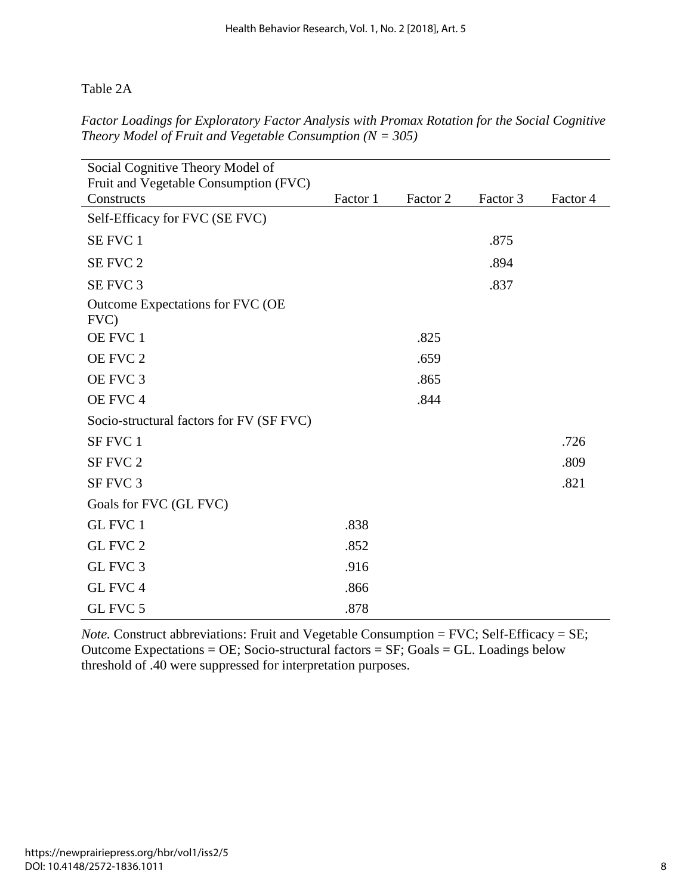Table 2A

*Factor Loadings for Exploratory Factor Analysis with Promax Rotation for the Social Cognitive Theory Model of Fruit and Vegetable Consumption (N = 305)*

| Social Cognitive Theory Model of Fruit and Vegetable Consumption (FVC) Constructs | Factor 1 | Factor 2 | Factor 3 | Factor 4 |
|---|---|---|---|---|
| Self-Efficacy for FVC (SE FVC) | | | | |
| SE FVC 1 | | | .875 | |
| SE FVC 2 | | | .894 | |
| SE FVC 3 | | | .837 | |
| Outcome Expectations for FVC (OE FVC) | | | | |
| OE FVC 1 | | .825 | | |
| OE FVC 2 | | .659 | | |
| OE FVC 3 | | .865 | | |
| OE FVC 4 | | .844 | | |
| Socio-structural factors for FV (SF FVC) | | | | |
| SF FVC 1 | | | | .726 |
| SF FVC 2 | | | | .809 |
| SF FVC 3 | | | | .821 |
| Goals for FVC (GL FVC) | | | | |
| GL FVC 1 | .838 | | | |
| GL FVC 2 | .852 | | | |
| GL FVC 3 | .916 | | | |
| GL FVC 4 | .866 | | | |
| GL FVC 5 | .878 | | | |

*Note.* Construct abbreviations: Fruit and Vegetable Consumption = FVC; Self-Efficacy = SE; Outcome Expectations = OE; Socio-structural factors = SF; Goals = GL. Loadings below threshold of .40 were suppressed for interpretation purposes.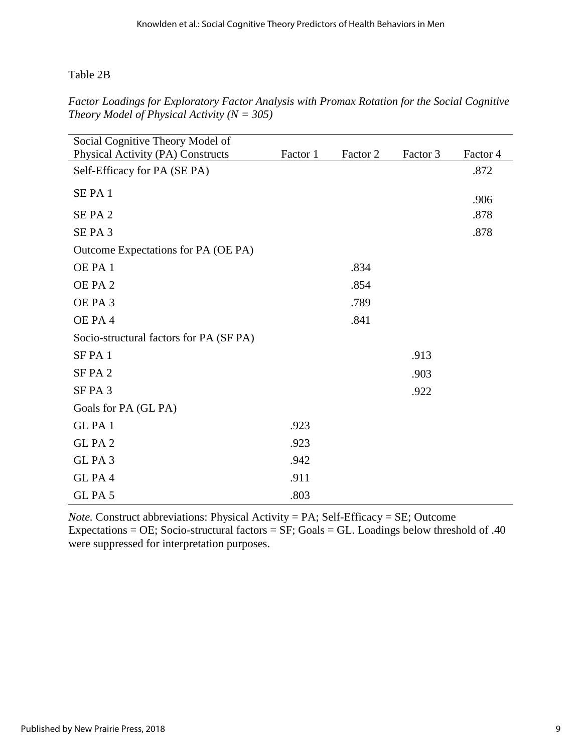Table 2B

*Factor Loadings for Exploratory Factor Analysis with Promax Rotation for the Social Cognitive Theory Model of Physical Activity (N = 305)*

| Social Cognitive Theory Model of Physical Activity (PA) Constructs | Factor 1 | Factor 2 | Factor 3 | Factor 4 |
|---|---|---|---|---|
| Self-Efficacy for PA (SE PA) | | | | .872 |
| SE PA 1 | | | | .906 |
| SE PA 2 | | | | .878 |
| SE PA 3 | | | | .878 |
| Outcome Expectations for PA (OE PA) | | | | |
| OE PA 1 | | .834 | | |
| OE PA 2 | | .854 | | |
| OE PA 3 | | .789 | | |
| OE PA 4 | | .841 | | |
| Socio-structural factors for PA (SF PA) | | | | |
| SF PA 1 | | | .913 | |
| SF PA 2 | | | .903 | |
| SF PA 3 | | | .922 | |
| Goals for PA (GL PA) | | | | |
| GL PA 1 | .923 | | | |
| GL PA 2 | .923 | | | |
| GL PA 3 | .942 | | | |
| GL PA 4 | .911 | | | |
| GL PA 5 | .803 | | | |

*Note.* Construct abbreviations: Physical Activity = PA; Self-Efficacy = SE; Outcome Expectations = OE; Socio-structural factors = SF; Goals = GL. Loadings below threshold of .40 were suppressed for interpretation purposes.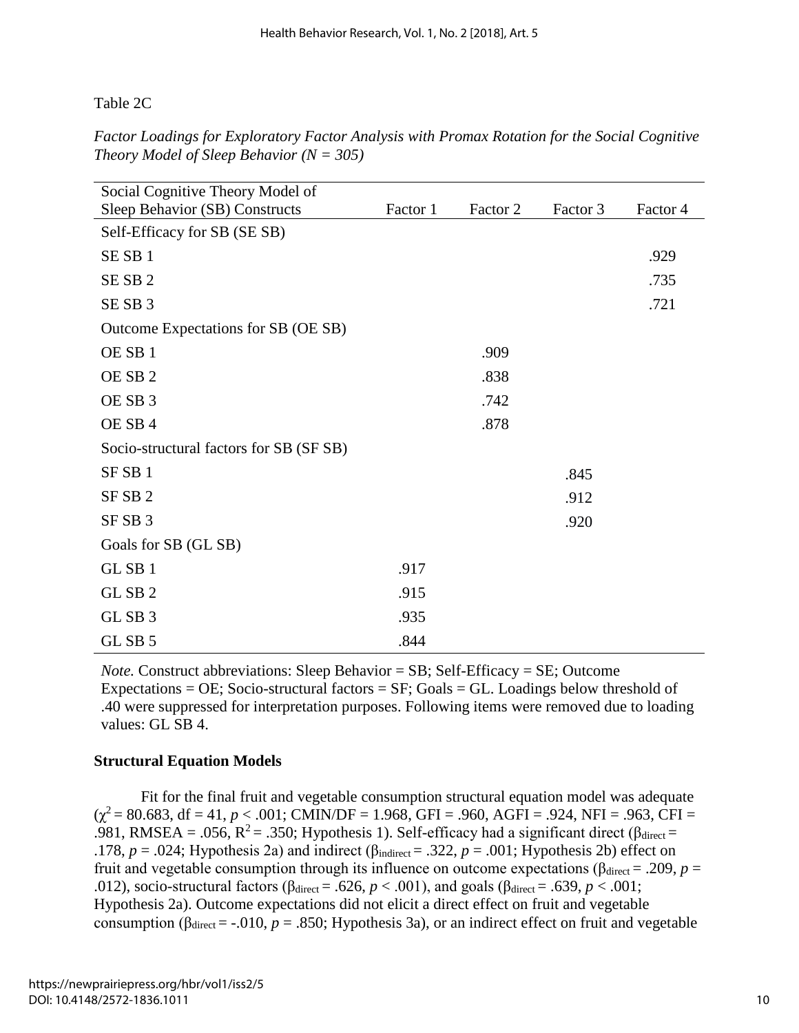Table 2C

*Factor Loadings for Exploratory Factor Analysis with Promax Rotation for the Social Cognitive Theory Model of Sleep Behavior (N = 305)*

| Social Cognitive Theory Model of Sleep Behavior (SB) Constructs | Factor 1 | Factor 2 | Factor 3 | Factor 4 |
|---|---|---|---|---|
| Self-Efficacy for SB (SE SB) | | | | |
| SE SB 1 | | | | .929 |
| SE SB 2 | | | | .735 |
| SE SB 3 | | | | .721 |
| Outcome Expectations for SB (OE SB) | | | | |
| OE SB 1 | | .909 | | |
| OE SB 2 | | .838 | | |
| OE SB 3 | | .742 | | |
| OE SB 4 | | .878 | | |
| Socio-structural factors for SB (SF SB) | | | | |
| SF SB 1 | | | .845 | |
| SF SB 2 | | | .912 | |
| SF SB 3 | | | .920 | |
| Goals for SB (GL SB) | | | | |
| GL SB 1 | .917 | | | |
| GL SB 2 | .915 | | | |
| GL SB 3 | .935 | | | |
| GL SB 5 | .844 | | | |

*Note.* Construct abbreviations: Sleep Behavior = SB; Self-Efficacy = SE; Outcome Expectations = OE; Socio-structural factors = SF; Goals = GL. Loadings below threshold of .40 were suppressed for interpretation purposes. Following items were removed due to loading values: GL SB 4.

## Structural Equation Models

Fit for the final fruit and vegetable consumption structural equation model was adequate ($\chi^2 = 80.683$, df = 41, $p < .001$; CMIN/DF = 1.968, GFI = .960, AGFI = .924, NFI = .963, CFI = .981, RMSEA = .056, $R^2 = .350$; Hypothesis 1). Self-efficacy had a significant direct ($\beta_{direct} = .178$, $p = .024$; Hypothesis 2a) and indirect ($\beta_{indirect} = .322$, $p = .001$; Hypothesis 2b) effect on fruit and vegetable consumption through its influence on outcome expectations ($\beta_{direct} = .209$, $p = .012$), socio-structural factors ($\beta_{direct} = .626$, $p < .001$), and goals ($\beta_{direct} = .639$, $p < .001$; Hypothesis 2a). Outcome expectations did not elicit a direct effect on fruit and vegetable consumption ($\beta_{direct} = -.010$, $p = .850$; Hypothesis 3a), or an indirect effect on fruit and vegetable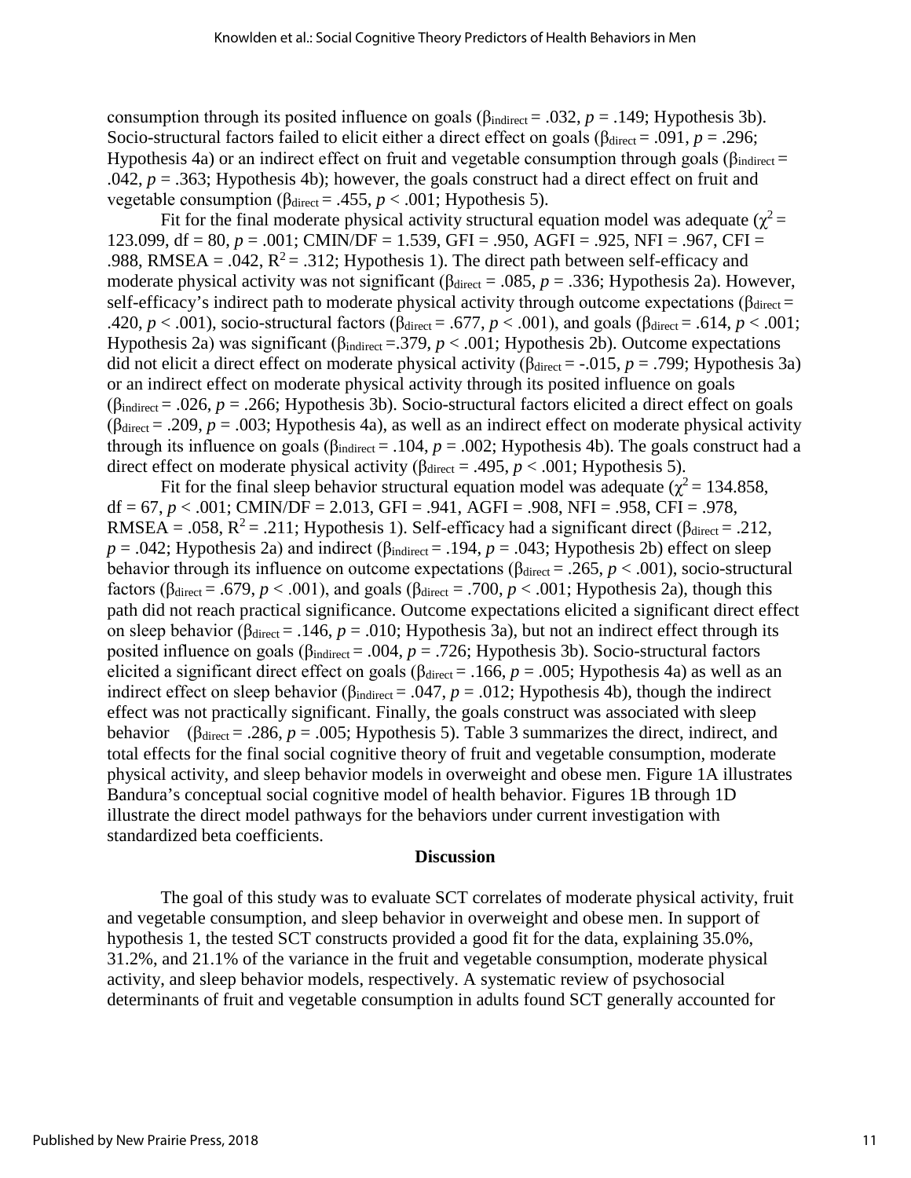consumption through its posited influence on goals ($\beta_{indirect}$ = .032, $p$ = .149; Hypothesis 3b). Socio-structural factors failed to elicit either a direct effect on goals ($\beta_{direct}$ = .091, $p$ = .296; Hypothesis 4a) or an indirect effect on fruit and vegetable consumption through goals ($\beta_{indirect}$ = .042, $p$ = .363; Hypothesis 4b); however, the goals construct had a direct effect on fruit and vegetable consumption ($\beta_{direct}$ = .455, $p$ < .001; Hypothesis 5).

Fit for the final moderate physical activity structural equation model was adequate ($\chi^2$ = 123.099, df = 80, $p$ = .001; CMIN/DF = 1.539, GFI = .950, AGFI = .925, NFI = .967, CFI = .988, RMSEA = .042, $R^2$ = .312; Hypothesis 1). The direct path between self-efficacy and moderate physical activity was not significant ($\beta_{direct}$ = .085, $p$ = .336; Hypothesis 2a). However, self-efficacy's indirect path to moderate physical activity through outcome expectations ($\beta_{direct}$ = .420, $p$ < .001), socio-structural factors ($\beta_{direct}$ = .677, $p$ < .001), and goals ($\beta_{direct}$ = .614, $p$ < .001; Hypothesis 2a) was significant ($\beta_{indirect}$ =.379, $p$ < .001; Hypothesis 2b). Outcome expectations did not elicit a direct effect on moderate physical activity ($\beta_{direct}$ = -.015, $p$ = .799; Hypothesis 3a) or an indirect effect on moderate physical activity through its posited influence on goals ($\beta_{indirect}$ = .026, $p$ = .266; Hypothesis 3b). Socio-structural factors elicited a direct effect on goals ($\beta_{direct}$ = .209, $p$ = .003; Hypothesis 4a), as well as an indirect effect on moderate physical activity through its influence on goals ($\beta_{indirect}$ = .104, $p$ = .002; Hypothesis 4b). The goals construct had a direct effect on moderate physical activity ($\beta_{direct}$ = .495, $p$ < .001; Hypothesis 5).

Fit for the final sleep behavior structural equation model was adequate ($\chi^2$ = 134.858, df = 67, $p$ < .001; CMIN/DF = 2.013, GFI = .941, AGFI = .908, NFI = .958, CFI = .978, RMSEA = .058, $R^2$ = .211; Hypothesis 1). Self-efficacy had a significant direct ($\beta_{direct}$ = .212, $p$ = .042; Hypothesis 2a) and indirect ($\beta_{indirect}$ = .194, $p$ = .043; Hypothesis 2b) effect on sleep behavior through its influence on outcome expectations ($\beta_{direct}$ = .265, $p$ < .001), socio-structural factors ($\beta_{direct}$ = .679, $p$ < .001), and goals ($\beta_{direct}$ = .700, $p$ < .001; Hypothesis 2a), though this path did not reach practical significance. Outcome expectations elicited a significant direct effect on sleep behavior ($\beta_{direct}$ = .146, $p$ = .010; Hypothesis 3a), but not an indirect effect through its posited influence on goals ($\beta_{indirect}$ = .004, $p$ = .726; Hypothesis 3b). Socio-structural factors elicited a significant direct effect on goals ($\beta_{direct}$ = .166, $p$ = .005; Hypothesis 4a) as well as an indirect effect on sleep behavior ($\beta_{indirect}$ = .047, $p$ = .012; Hypothesis 4b), though the indirect effect was not practically significant. Finally, the goals construct was associated with sleep behavior ($\beta_{direct}$ = .286, $p$ = .005; Hypothesis 5). Table 3 summarizes the direct, indirect, and total effects for the final social cognitive theory of fruit and vegetable consumption, moderate physical activity, and sleep behavior models in overweight and obese men. Figure 1A illustrates Bandura's conceptual social cognitive model of health behavior. Figures 1B through 1D illustrate the direct model pathways for the behaviors under current investigation with standardized beta coefficients.

## Discussion

The goal of this study was to evaluate SCT correlates of moderate physical activity, fruit and vegetable consumption, and sleep behavior in overweight and obese men. In support of hypothesis 1, the tested SCT constructs provided a good fit for the data, explaining 35.0%, 31.2%, and 21.1% of the variance in the fruit and vegetable consumption, moderate physical activity, and sleep behavior models, respectively. A systematic review of psychosocial determinants of fruit and vegetable consumption in adults found SCT generally accounted for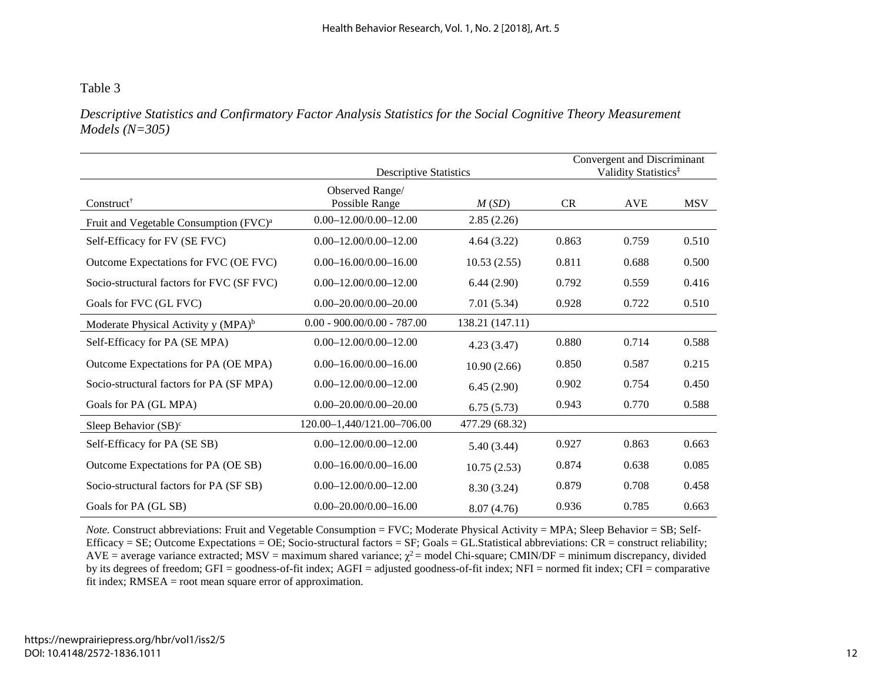Table 3

*Descriptive Statistics and Confirmatory Factor Analysis Statistics for the Social Cognitive Theory Measurement Models (N=305)*

| | Descriptive Statistics | | Convergent and Discriminant Validity Statistics[‡] | | |
|---|---|---|---|---|---|
| Construct[†] | Observed Range/ Possible Range | *M* (*SD*) | CR | AVE | MSV |
| Fruit and Vegetable Consumption (FVC)[a] | 0.00–12.00/0.00–12.00 | 2.85 (2.26) | | | |
| Self-Efficacy for FV (SE FVC) | 0.00–12.00/0.00–12.00 | 4.64 (3.22) | 0.863 | 0.759 | 0.510 |
| Outcome Expectations for FVC (OE FVC) | 0.00–16.00/0.00–16.00 | 10.53 (2.55) | 0.811 | 0.688 | 0.500 |
| Socio-structural factors for FVC (SF FVC) | 0.00–12.00/0.00–12.00 | 6.44 (2.90) | 0.792 | 0.559 | 0.416 |
| Goals for FVC (GL FVC) | 0.00–20.00/0.00–20.00 | 7.01 (5.34) | 0.928 | 0.722 | 0.510 |
| Moderate Physical Activity y (MPA)[b] | 0.00 - 900.00/0.00 - 787.00 | 138.21 (147.11) | | | |
| Self-Efficacy for PA (SE MPA) | 0.00–12.00/0.00–12.00 | 4.23 (3.47) | 0.880 | 0.714 | 0.588 |
| Outcome Expectations for PA (OE MPA) | 0.00–16.00/0.00–16.00 | 10.90 (2.66) | 0.850 | 0.587 | 0.215 |
| Socio-structural factors for PA (SF MPA) | 0.00–12.00/0.00–12.00 | 6.45 (2.90) | 0.902 | 0.754 | 0.450 |
| Goals for PA (GL MPA) | 0.00–20.00/0.00–20.00 | 6.75 (5.73) | 0.943 | 0.770 | 0.588 |
| Sleep Behavior (SB)[c] | 120.00–1,440/121.00–706.00 | 477.29 (68.32) | | | |
| Self-Efficacy for PA (SE SB) | 0.00–12.00/0.00–12.00 | 5.40 (3.44) | 0.927 | 0.863 | 0.663 |
| Outcome Expectations for PA (OE SB) | 0.00–16.00/0.00–16.00 | 10.75 (2.53) | 0.874 | 0.638 | 0.085 |
| Socio-structural factors for PA (SF SB) | 0.00–12.00/0.00–12.00 | 8.30 (3.24) | 0.879 | 0.708 | 0.458 |
| Goals for PA (GL SB) | 0.00–20.00/0.00–16.00 | 8.07 (4.76) | 0.936 | 0.785 | 0.663 |

*Note.* Construct abbreviations: Fruit and Vegetable Consumption = FVC; Moderate Physical Activity = MPA; Sleep Behavior = SB; Self-Efficacy = SE; Outcome Expectations = OE; Socio-structural factors = SF; Goals = GL.Statistical abbreviations: CR = construct reliability; AVE = average variance extracted; MSV = maximum shared variance; $\chi^2$ = model Chi-square; CMIN/DF = minimum discrepancy, divided by its degrees of freedom; GFI = goodness-of-fit index; AGFI = adjusted goodness-of-fit index; NFI = normed fit index; CFI = comparative fit index; RMSEA = root mean square error of approximation.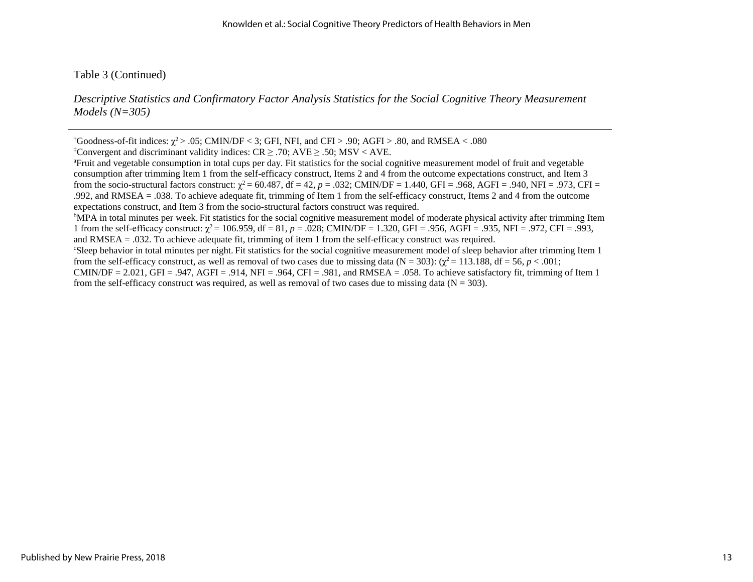Table 3 (Continued)

*Descriptive Statistics and Confirmatory Factor Analysis Statistics for the Social Cognitive Theory Measurement Models (N=305)*

---

†Goodness-of-fit indices: $\chi^2 > .05$; CMIN/DF < 3; GFI, NFI, and CFI > .90; AGFI > .80, and RMSEA < .080

‡Convergent and discriminant validity indices: CR ≥ .70; AVE ≥ .50; MSV < AVE.

[a]Fruit and vegetable consumption in total cups per day. Fit statistics for the social cognitive measurement model of fruit and vegetable consumption after trimming Item 1 from the self-efficacy construct, Items 2 and 4 from the outcome expectations construct, and Item 3 from the socio-structural factors construct: $\chi^2 = 60.487$, df = 42, $p = .032$; CMIN/DF = 1.440, GFI = .968, AGFI = .940, NFI = .973, CFI = .992, and RMSEA = .038. To achieve adequate fit, trimming of Item 1 from the self-efficacy construct, Items 2 and 4 from the outcome expectations construct, and Item 3 from the socio-structural factors construct was required.

[b]MPA in total minutes per week. Fit statistics for the social cognitive measurement model of moderate physical activity after trimming Item 1 from the self-efficacy construct: $\chi^2 = 106.959$, df = 81, $p = .028$; CMIN/DF = 1.320, GFI = .956, AGFI = .935, NFI = .972, CFI = .993, and RMSEA = .032. To achieve adequate fit, trimming of item 1 from the self-efficacy construct was required.

[c]Sleep behavior in total minutes per night. Fit statistics for the social cognitive measurement model of sleep behavior after trimming Item 1 from the self-efficacy construct, as well as removal of two cases due to missing data (N = 303): ($\chi^2 = 113.188$, df = 56, $p < .001$; CMIN/DF = 2.021, GFI = .947, AGFI = .914, NFI = .964, CFI = .981, and RMSEA = .058. To achieve satisfactory fit, trimming of Item 1 from the self-efficacy construct was required, as well as removal of two cases due to missing data (N = 303).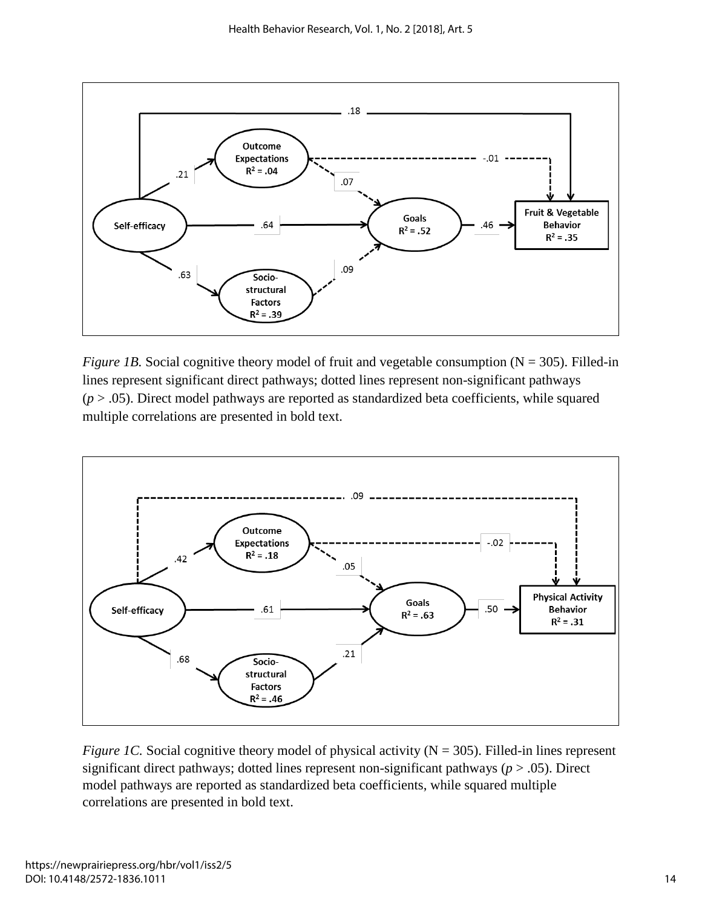*Figure 1B.* Social cognitive theory model of fruit and vegetable consumption (N = 305). Filled-in lines represent significant direct pathways; dotted lines represent non-significant pathways ($p > .05$). Direct model pathways are reported as standardized beta coefficients, while squared multiple correlations are presented in bold text.

*Figure 1C.* Social cognitive theory model of physical activity (N = 305). Filled-in lines represent significant direct pathways; dotted lines represent non-significant pathways ($p > .05$). Direct model pathways are reported as standardized beta coefficients, while squared multiple correlations are presented in bold text.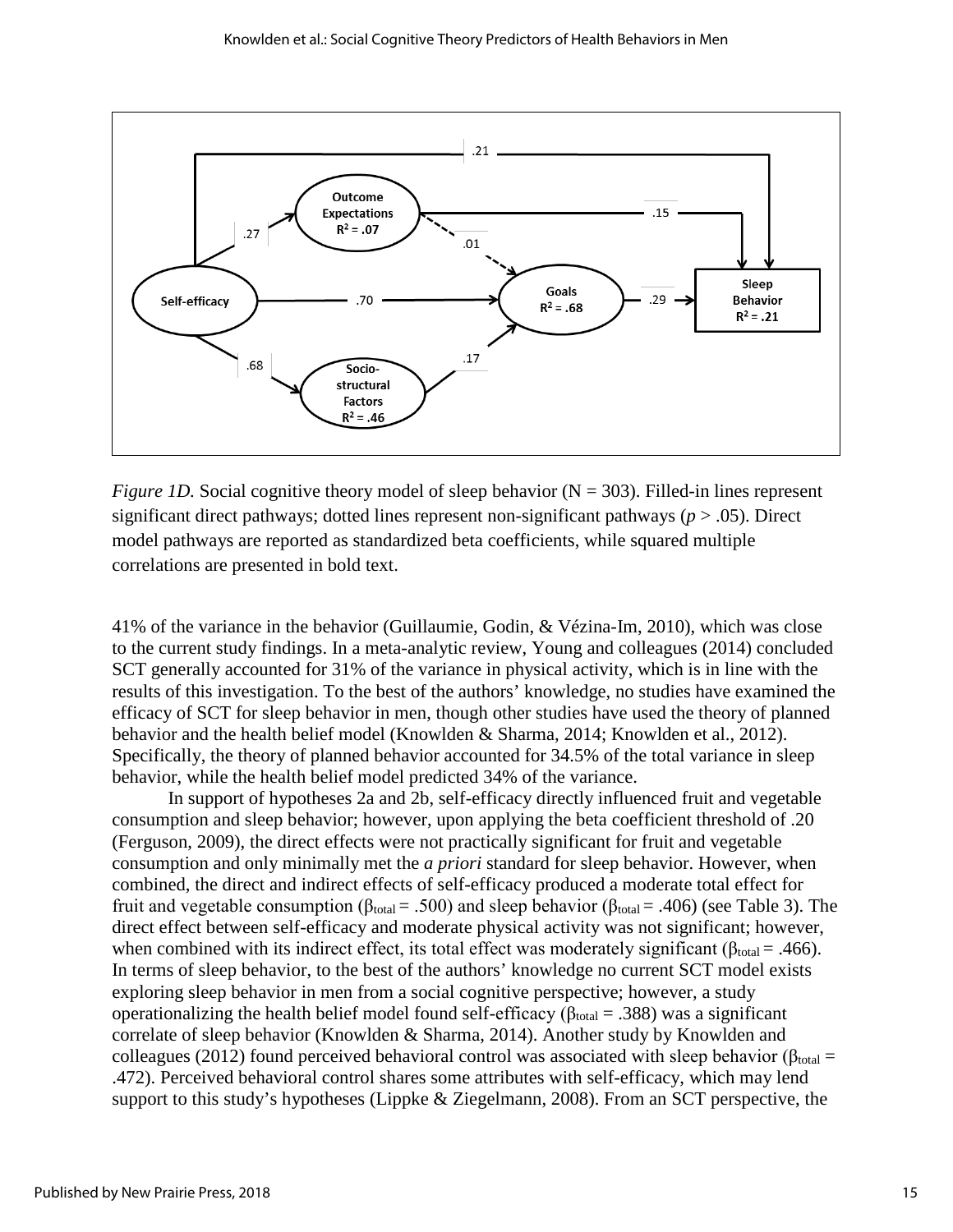*Figure 1D.* Social cognitive theory model of sleep behavior (N = 303). Filled-in lines represent significant direct pathways; dotted lines represent non-significant pathways ($p > .05$). Direct model pathways are reported as standardized beta coefficients, while squared multiple correlations are presented in bold text.

41% of the variance in the behavior (Guillaumie, Godin, & Vézina-Im, 2010), which was close to the current study findings. In a meta-analytic review, Young and colleagues (2014) concluded SCT generally accounted for 31% of the variance in physical activity, which is in line with the results of this investigation. To the best of the authors' knowledge, no studies have examined the efficacy of SCT for sleep behavior in men, though other studies have used the theory of planned behavior and the health belief model (Knowlden & Sharma, 2014; Knowlden et al., 2012). Specifically, the theory of planned behavior accounted for 34.5% of the total variance in sleep behavior, while the health belief model predicted 34% of the variance.

In support of hypotheses 2a and 2b, self-efficacy directly influenced fruit and vegetable consumption and sleep behavior; however, upon applying the beta coefficient threshold of .20 (Ferguson, 2009), the direct effects were not practically significant for fruit and vegetable consumption and only minimally met the *a priori* standard for sleep behavior. However, when combined, the direct and indirect effects of self-efficacy produced a moderate total effect for fruit and vegetable consumption ($\beta_{total} = .500$) and sleep behavior ($\beta_{total} = .406$) (see Table 3). The direct effect between self-efficacy and moderate physical activity was not significant; however, when combined with its indirect effect, its total effect was moderately significant ($\beta_{total} = .466$). In terms of sleep behavior, to the best of the authors' knowledge no current SCT model exists exploring sleep behavior in men from a social cognitive perspective; however, a study operationalizing the health belief model found self-efficacy ($\beta_{total} = .388$) was a significant correlate of sleep behavior (Knowlden & Sharma, 2014). Another study by Knowlden and colleagues (2012) found perceived behavioral control was associated with sleep behavior ($\beta_{total} = .472$). Perceived behavioral control shares some attributes with self-efficacy, which may lend support to this study's hypotheses (Lippke & Ziegelmann, 2008). From an SCT perspective, the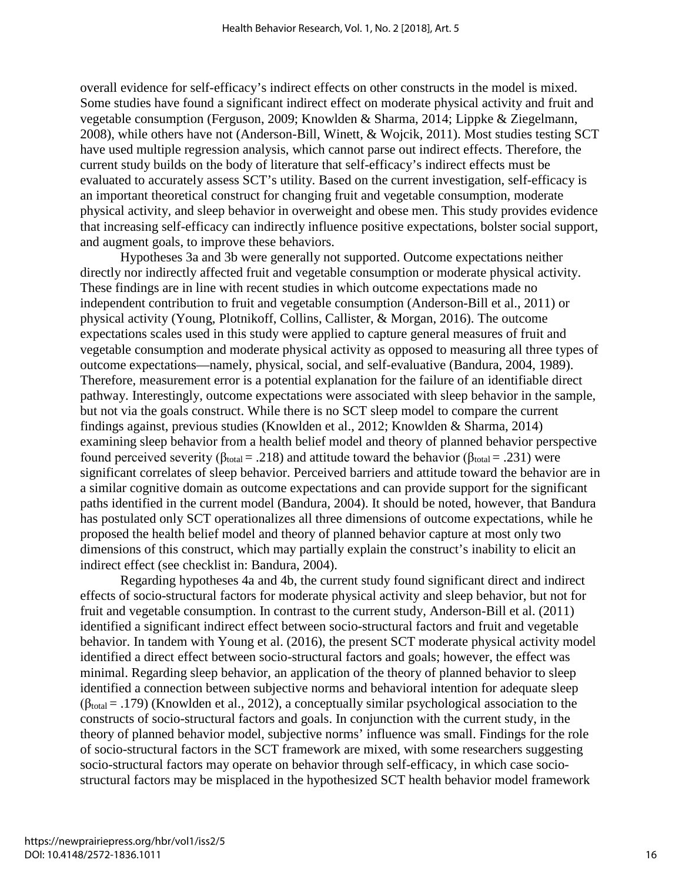overall evidence for self-efficacy's indirect effects on other constructs in the model is mixed. Some studies have found a significant indirect effect on moderate physical activity and fruit and vegetable consumption (Ferguson, 2009; Knowlden & Sharma, 2014; Lippke & Ziegelmann, 2008), while others have not (Anderson-Bill, Winett, & Wojcik, 2011). Most studies testing SCT have used multiple regression analysis, which cannot parse out indirect effects. Therefore, the current study builds on the body of literature that self-efficacy's indirect effects must be evaluated to accurately assess SCT's utility. Based on the current investigation, self-efficacy is an important theoretical construct for changing fruit and vegetable consumption, moderate physical activity, and sleep behavior in overweight and obese men. This study provides evidence that increasing self-efficacy can indirectly influence positive expectations, bolster social support, and augment goals, to improve these behaviors.

Hypotheses 3a and 3b were generally not supported. Outcome expectations neither directly nor indirectly affected fruit and vegetable consumption or moderate physical activity. These findings are in line with recent studies in which outcome expectations made no independent contribution to fruit and vegetable consumption (Anderson-Bill et al., 2011) or physical activity (Young, Plotnikoff, Collins, Callister, & Morgan, 2016). The outcome expectations scales used in this study were applied to capture general measures of fruit and vegetable consumption and moderate physical activity as opposed to measuring all three types of outcome expectations—namely, physical, social, and self-evaluative (Bandura, 2004, 1989). Therefore, measurement error is a potential explanation for the failure of an identifiable direct pathway. Interestingly, outcome expectations were associated with sleep behavior in the sample, but not via the goals construct. While there is no SCT sleep model to compare the current findings against, previous studies (Knowlden et al., 2012; Knowlden & Sharma, 2014) examining sleep behavior from a health belief model and theory of planned behavior perspective found perceived severity ($\beta_{total} = .218$) and attitude toward the behavior ($\beta_{total} = .231$) were significant correlates of sleep behavior. Perceived barriers and attitude toward the behavior are in a similar cognitive domain as outcome expectations and can provide support for the significant paths identified in the current model (Bandura, 2004). It should be noted, however, that Bandura has postulated only SCT operationalizes all three dimensions of outcome expectations, while he proposed the health belief model and theory of planned behavior capture at most only two dimensions of this construct, which may partially explain the construct's inability to elicit an indirect effect (see checklist in: Bandura, 2004).

Regarding hypotheses 4a and 4b, the current study found significant direct and indirect effects of socio-structural factors for moderate physical activity and sleep behavior, but not for fruit and vegetable consumption. In contrast to the current study, Anderson-Bill et al. (2011) identified a significant indirect effect between socio-structural factors and fruit and vegetable behavior. In tandem with Young et al. (2016), the present SCT moderate physical activity model identified a direct effect between socio-structural factors and goals; however, the effect was minimal. Regarding sleep behavior, an application of the theory of planned behavior to sleep identified a connection between subjective norms and behavioral intention for adequate sleep ($\beta_{total} = .179$) (Knowlden et al., 2012), a conceptually similar psychological association to the constructs of socio-structural factors and goals. In conjunction with the current study, in the theory of planned behavior model, subjective norms' influence was small. Findings for the role of socio-structural factors in the SCT framework are mixed, with some researchers suggesting socio-structural factors may operate on behavior through self-efficacy, in which case socio-structural factors may be misplaced in the hypothesized SCT health behavior model framework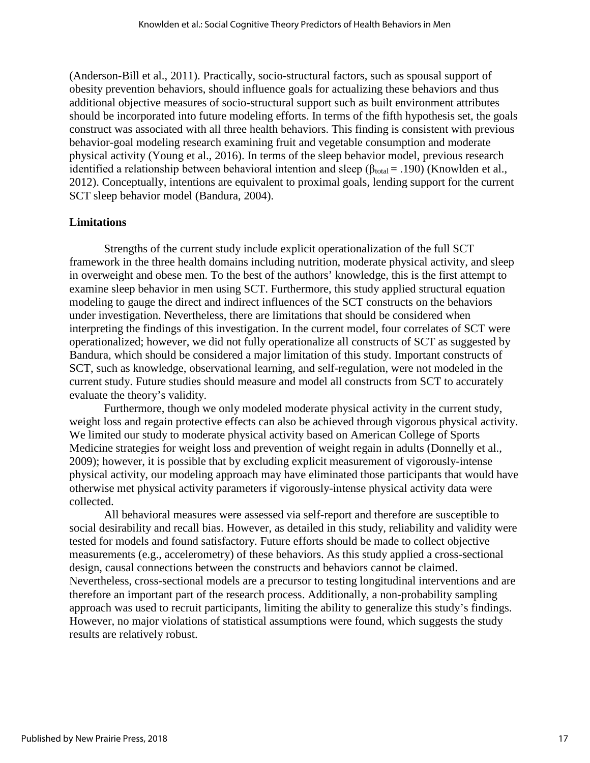(Anderson-Bill et al., 2011). Practically, socio-structural factors, such as spousal support of obesity prevention behaviors, should influence goals for actualizing these behaviors and thus additional objective measures of socio-structural support such as built environment attributes should be incorporated into future modeling efforts. In terms of the fifth hypothesis set, the goals construct was associated with all three health behaviors. This finding is consistent with previous behavior-goal modeling research examining fruit and vegetable consumption and moderate physical activity (Young et al., 2016). In terms of the sleep behavior model, previous research identified a relationship between behavioral intention and sleep ($\beta_{total} = .190$) (Knowlden et al., 2012). Conceptually, intentions are equivalent to proximal goals, lending support for the current SCT sleep behavior model (Bandura, 2004).

## Limitations

Strengths of the current study include explicit operationalization of the full SCT framework in the three health domains including nutrition, moderate physical activity, and sleep in overweight and obese men. To the best of the authors' knowledge, this is the first attempt to examine sleep behavior in men using SCT. Furthermore, this study applied structural equation modeling to gauge the direct and indirect influences of the SCT constructs on the behaviors under investigation. Nevertheless, there are limitations that should be considered when interpreting the findings of this investigation. In the current model, four correlates of SCT were operationalized; however, we did not fully operationalize all constructs of SCT as suggested by Bandura, which should be considered a major limitation of this study. Important constructs of SCT, such as knowledge, observational learning, and self-regulation, were not modeled in the current study. Future studies should measure and model all constructs from SCT to accurately evaluate the theory's validity.

Furthermore, though we only modeled moderate physical activity in the current study, weight loss and regain protective effects can also be achieved through vigorous physical activity. We limited our study to moderate physical activity based on American College of Sports Medicine strategies for weight loss and prevention of weight regain in adults (Donnelly et al., 2009); however, it is possible that by excluding explicit measurement of vigorously-intense physical activity, our modeling approach may have eliminated those participants that would have otherwise met physical activity parameters if vigorously-intense physical activity data were collected.

All behavioral measures were assessed via self-report and therefore are susceptible to social desirability and recall bias. However, as detailed in this study, reliability and validity were tested for models and found satisfactory. Future efforts should be made to collect objective measurements (e.g., accelerometry) of these behaviors. As this study applied a cross-sectional design, causal connections between the constructs and behaviors cannot be claimed. Nevertheless, cross-sectional models are a precursor to testing longitudinal interventions and are therefore an important part of the research process. Additionally, a non-probability sampling approach was used to recruit participants, limiting the ability to generalize this study's findings. However, no major violations of statistical assumptions were found, which suggests the study results are relatively robust.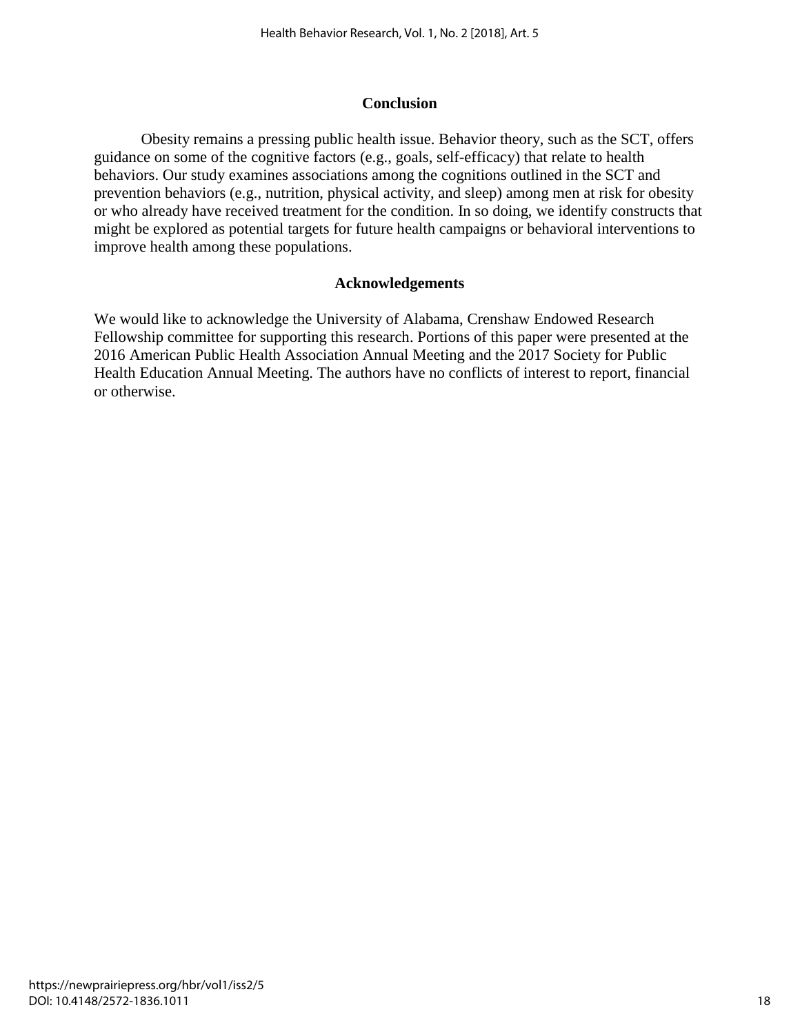## Conclusion

Obesity remains a pressing public health issue. Behavior theory, such as the SCT, offers guidance on some of the cognitive factors (e.g., goals, self-efficacy) that relate to health behaviors. Our study examines associations among the cognitions outlined in the SCT and prevention behaviors (e.g., nutrition, physical activity, and sleep) among men at risk for obesity or who already have received treatment for the condition. In so doing, we identify constructs that might be explored as potential targets for future health campaigns or behavioral interventions to improve health among these populations.

## Acknowledgements

We would like to acknowledge the University of Alabama, Crenshaw Endowed Research Fellowship committee for supporting this research. Portions of this paper were presented at the 2016 American Public Health Association Annual Meeting and the 2017 Society for Public Health Education Annual Meeting. The authors have no conflicts of interest to report, financial or otherwise.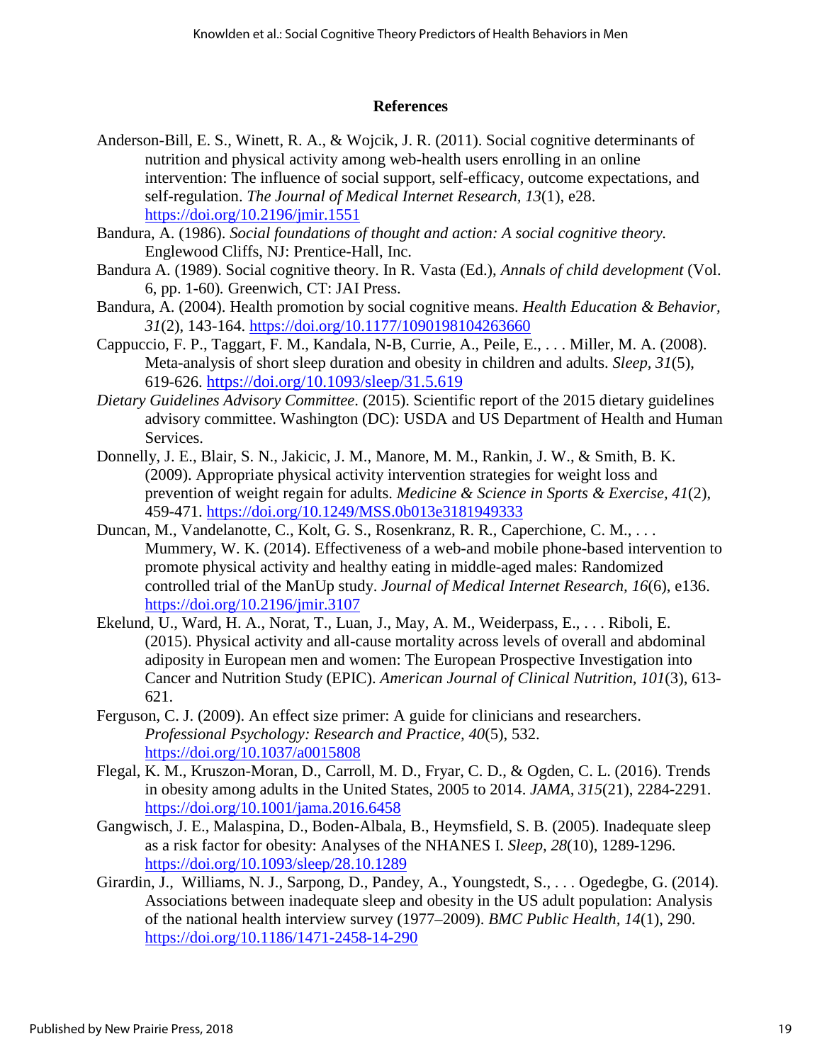## References

Anderson-Bill, E. S., Winett, R. A., & Wojcik, J. R. (2011). Social cognitive determinants of nutrition and physical activity among web-health users enrolling in an online intervention: The influence of social support, self-efficacy, outcome expectations, and self-regulation. *The Journal of Medical Internet Research, 13*(1), e28. https://doi.org/10.2196/jmir.1551

Bandura, A. (1986). *Social foundations of thought and action: A social cognitive theory.* Englewood Cliffs, NJ: Prentice-Hall, Inc.

Bandura A. (1989). Social cognitive theory. In R. Vasta (Ed.), *Annals of child development* (Vol. 6, pp. 1-60)*.* Greenwich, CT: JAI Press.

Bandura, A. (2004). Health promotion by social cognitive means. *Health Education & Behavior, 31*(2), 143-164. https://doi.org/10.1177/1090198104263660

Cappuccio, F. P., Taggart, F. M., Kandala, N-B, Currie, A., Peile, E., . . . Miller, M. A. (2008). Meta-analysis of short sleep duration and obesity in children and adults. *Sleep, 31*(5), 619-626. https://doi.org/10.1093/sleep/31.5.619

*Dietary Guidelines Advisory Committee.* (2015). Scientific report of the 2015 dietary guidelines advisory committee. Washington (DC): USDA and US Department of Health and Human Services.

Donnelly, J. E., Blair, S. N., Jakicic, J. M., Manore, M. M., Rankin, J. W., & Smith, B. K. (2009). Appropriate physical activity intervention strategies for weight loss and prevention of weight regain for adults. *Medicine & Science in Sports & Exercise, 41*(2), 459-471. https://doi.org/10.1249/MSS.0b013e3181949333

Duncan, M., Vandelanotte, C., Kolt, G. S., Rosenkranz, R. R., Caperchione, C. M., . . . Mummery, W. K. (2014). Effectiveness of a web-and mobile phone-based intervention to promote physical activity and healthy eating in middle-aged males: Randomized controlled trial of the ManUp study. *Journal of Medical Internet Research, 16*(6), e136. https://doi.org/10.2196/jmir.3107

Ekelund, U., Ward, H. A., Norat, T., Luan, J., May, A. M., Weiderpass, E., . . . Riboli, E. (2015). Physical activity and all-cause mortality across levels of overall and abdominal adiposity in European men and women: The European Prospective Investigation into Cancer and Nutrition Study (EPIC). *American Journal of Clinical Nutrition, 101*(3), 613-621.

Ferguson, C. J. (2009). An effect size primer: A guide for clinicians and researchers. *Professional Psychology: Research and Practice, 40*(5), 532. https://doi.org/10.1037/a0015808

Flegal, K. M., Kruszon-Moran, D., Carroll, M. D., Fryar, C. D., & Ogden, C. L. (2016). Trends in obesity among adults in the United States, 2005 to 2014. *JAMA, 315*(21), 2284-2291. https://doi.org/10.1001/jama.2016.6458

Gangwisch, J. E., Malaspina, D., Boden-Albala, B., Heymsfield, S. B. (2005). Inadequate sleep as a risk factor for obesity: Analyses of the NHANES I. *Sleep, 28*(10), 1289-1296. https://doi.org/10.1093/sleep/28.10.1289

Girardin, J., Williams, N. J., Sarpong, D., Pandey, A., Youngstedt, S., . . . Ogedegbe, G. (2014). Associations between inadequate sleep and obesity in the US adult population: Analysis of the national health interview survey (1977–2009). *BMC Public Health, 14*(1), 290. https://doi.org/10.1186/1471-2458-14-290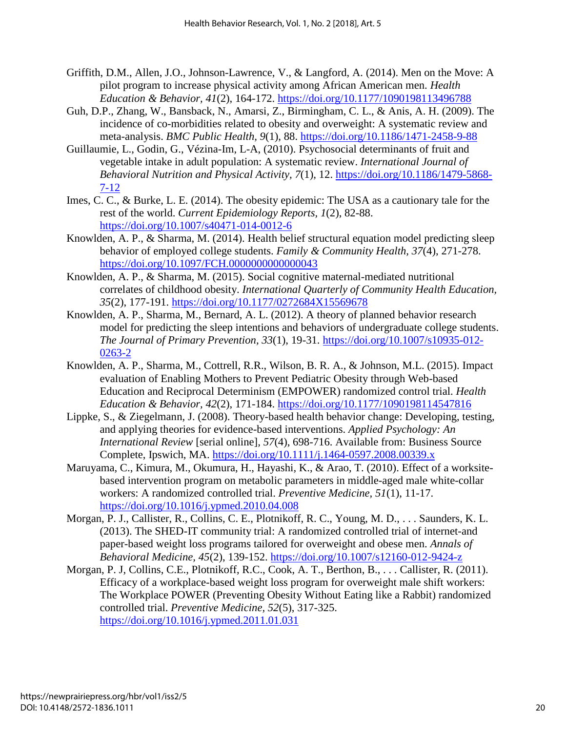Griffith, D.M., Allen, J.O., Johnson-Lawrence, V., & Langford, A. (2014). Men on the Move: A pilot program to increase physical activity among African American men. *Health Education & Behavior, 41*(2), 164-172. https://doi.org/10.1177/1090198113496788

Guh, D.P., Zhang, W., Bansback, N., Amarsi, Z., Birmingham, C. L., & Anis, A. H. (2009). The incidence of co-morbidities related to obesity and overweight: A systematic review and meta-analysis. *BMC Public Health, 9*(1), 88. https://doi.org/10.1186/1471-2458-9-88

Guillaumie, L., Godin, G., Vézina-Im, L-A, (2010). Psychosocial determinants of fruit and vegetable intake in adult population: A systematic review. *International Journal of Behavioral Nutrition and Physical Activity, 7*(1), 12. https://doi.org/10.1186/1479-5868-7-12

Imes, C. C., & Burke, L. E. (2014). The obesity epidemic: The USA as a cautionary tale for the rest of the world. *Current Epidemiology Reports, 1*(2), 82-88. https://doi.org/10.1007/s40471-014-0012-6

Knowlden, A. P., & Sharma, M. (2014). Health belief structural equation model predicting sleep behavior of employed college students. *Family & Community Health, 37*(4), 271-278. https://doi.org/10.1097/FCH.0000000000000043

Knowlden, A. P., & Sharma, M. (2015). Social cognitive maternal-mediated nutritional correlates of childhood obesity. *International Quarterly of Community Health Education, 35*(2), 177-191. https://doi.org/10.1177/0272684X15569678

Knowlden, A. P., Sharma, M., Bernard, A. L. (2012). A theory of planned behavior research model for predicting the sleep intentions and behaviors of undergraduate college students. *The Journal of Primary Prevention, 33*(1), 19-31. https://doi.org/10.1007/s10935-012-0263-2

Knowlden, A. P., Sharma, M., Cottrell, R.R., Wilson, B. R. A., & Johnson, M.L. (2015). Impact evaluation of Enabling Mothers to Prevent Pediatric Obesity through Web-based Education and Reciprocal Determinism (EMPOWER) randomized control trial. *Health Education & Behavior, 42*(2), 171-184. https://doi.org/10.1177/1090198114547816

Lippke, S., & Ziegelmann, J. (2008). Theory-based health behavior change: Developing, testing, and applying theories for evidence-based interventions. *Applied Psychology: An International Review* [serial online], *57*(4), 698-716. Available from: Business Source Complete, Ipswich, MA. https://doi.org/10.1111/j.1464-0597.2008.00339.x

Maruyama, C., Kimura, M., Okumura, H., Hayashi, K., & Arao, T. (2010). Effect of a worksite-based intervention program on metabolic parameters in middle-aged male white-collar workers: A randomized controlled trial. *Preventive Medicine, 51*(1), 11-17. https://doi.org/10.1016/j.ypmed.2010.04.008

Morgan, P. J., Callister, R., Collins, C. E., Plotnikoff, R. C., Young, M. D., . . . Saunders, K. L. (2013). The SHED-IT community trial: A randomized controlled trial of internet-and paper-based weight loss programs tailored for overweight and obese men. *Annals of Behavioral Medicine, 45*(2), 139-152. https://doi.org/10.1007/s12160-012-9424-z

Morgan, P. J, Collins, C.E., Plotnikoff, R.C., Cook, A. T., Berthon, B., . . . Callister, R. (2011). Efficacy of a workplace-based weight loss program for overweight male shift workers: The Workplace POWER (Preventing Obesity Without Eating like a Rabbit) randomized controlled trial. *Preventive Medicine, 52*(5), 317-325. https://doi.org/10.1016/j.ypmed.2011.01.031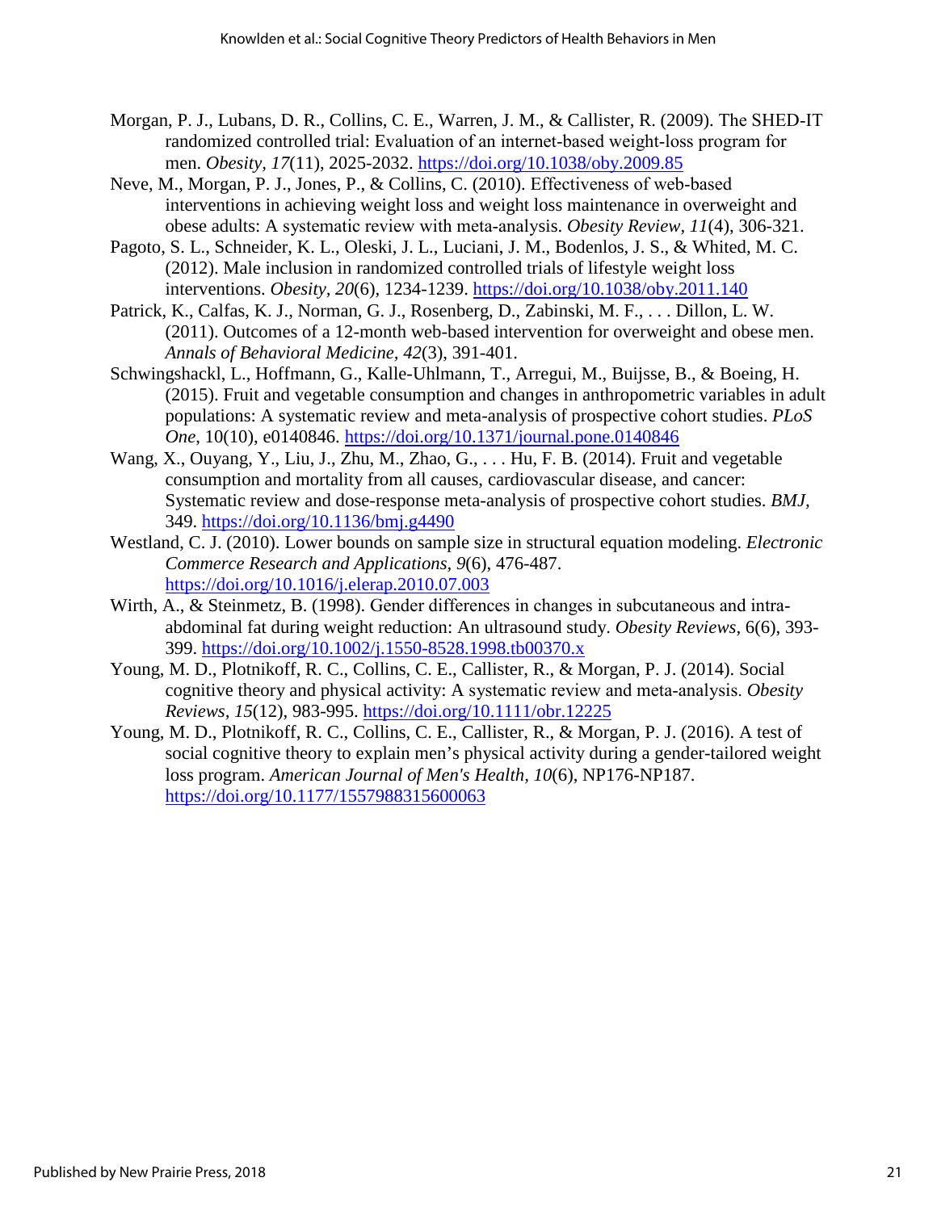Morgan, P. J., Lubans, D. R., Collins, C. E., Warren, J. M., & Callister, R. (2009). The SHED-IT randomized controlled trial: Evaluation of an internet-based weight-loss program for men. *Obesity, 17*(11), 2025-2032. https://doi.org/10.1038/oby.2009.85

Neve, M., Morgan, P. J., Jones, P., & Collins, C. (2010). Effectiveness of web-based interventions in achieving weight loss and weight loss maintenance in overweight and obese adults: A systematic review with meta-analysis. *Obesity Review, 11*(4), 306-321.

Pagoto, S. L., Schneider, K. L., Oleski, J. L., Luciani, J. M., Bodenlos, J. S., & Whited, M. C. (2012). Male inclusion in randomized controlled trials of lifestyle weight loss interventions. *Obesity, 20*(6), 1234-1239. https://doi.org/10.1038/oby.2011.140

Patrick, K., Calfas, K. J., Norman, G. J., Rosenberg, D., Zabinski, M. F., . . . Dillon, L. W. (2011). Outcomes of a 12-month web-based intervention for overweight and obese men. *Annals of Behavioral Medicine, 42*(3), 391-401.

Schwingshackl, L., Hoffmann, G., Kalle-Uhlmann, T., Arregui, M., Buijsse, B., & Boeing, H. (2015). Fruit and vegetable consumption and changes in anthropometric variables in adult populations: A systematic review and meta-analysis of prospective cohort studies. *PLoS One*, 10(10), e0140846. https://doi.org/10.1371/journal.pone.0140846

Wang, X., Ouyang, Y., Liu, J., Zhu, M., Zhao, G., . . . Hu, F. B. (2014). Fruit and vegetable consumption and mortality from all causes, cardiovascular disease, and cancer: Systematic review and dose-response meta-analysis of prospective cohort studies. *BMJ,* 349. https://doi.org/10.1136/bmj.g4490

Westland, C. J. (2010). Lower bounds on sample size in structural equation modeling. *Electronic Commerce Research and Applications, 9*(6), 476-487. https://doi.org/10.1016/j.elerap.2010.07.003

Wirth, A., & Steinmetz, B. (1998). Gender differences in changes in subcutaneous and intra-abdominal fat during weight reduction: An ultrasound study. *Obesity Reviews*, 6(6), 393-399. https://doi.org/10.1002/j.1550-8528.1998.tb00370.x

Young, M. D., Plotnikoff, R. C., Collins, C. E., Callister, R., & Morgan, P. J. (2014). Social cognitive theory and physical activity: A systematic review and meta-analysis. *Obesity Reviews, 15*(12), 983-995. https://doi.org/10.1111/obr.12225

Young, M. D., Plotnikoff, R. C., Collins, C. E., Callister, R., & Morgan, P. J. (2016). A test of social cognitive theory to explain men's physical activity during a gender-tailored weight loss program. *American Journal of Men's Health, 10*(6), NP176-NP187. https://doi.org/10.1177/1557988315600063